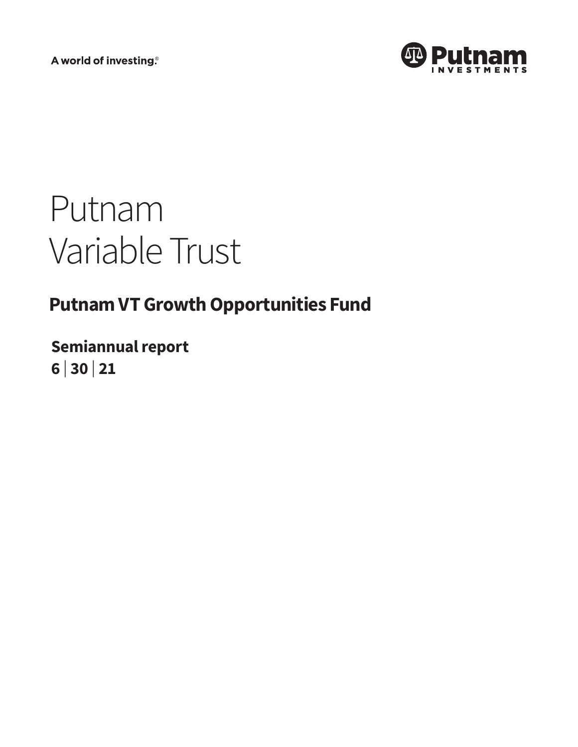A world of investing.®

Putnam Investments

# Putnam Variable Trust

## Putnam VT Growth Opportunities Fund

**Semiannual report**
**6 | 30 | 21**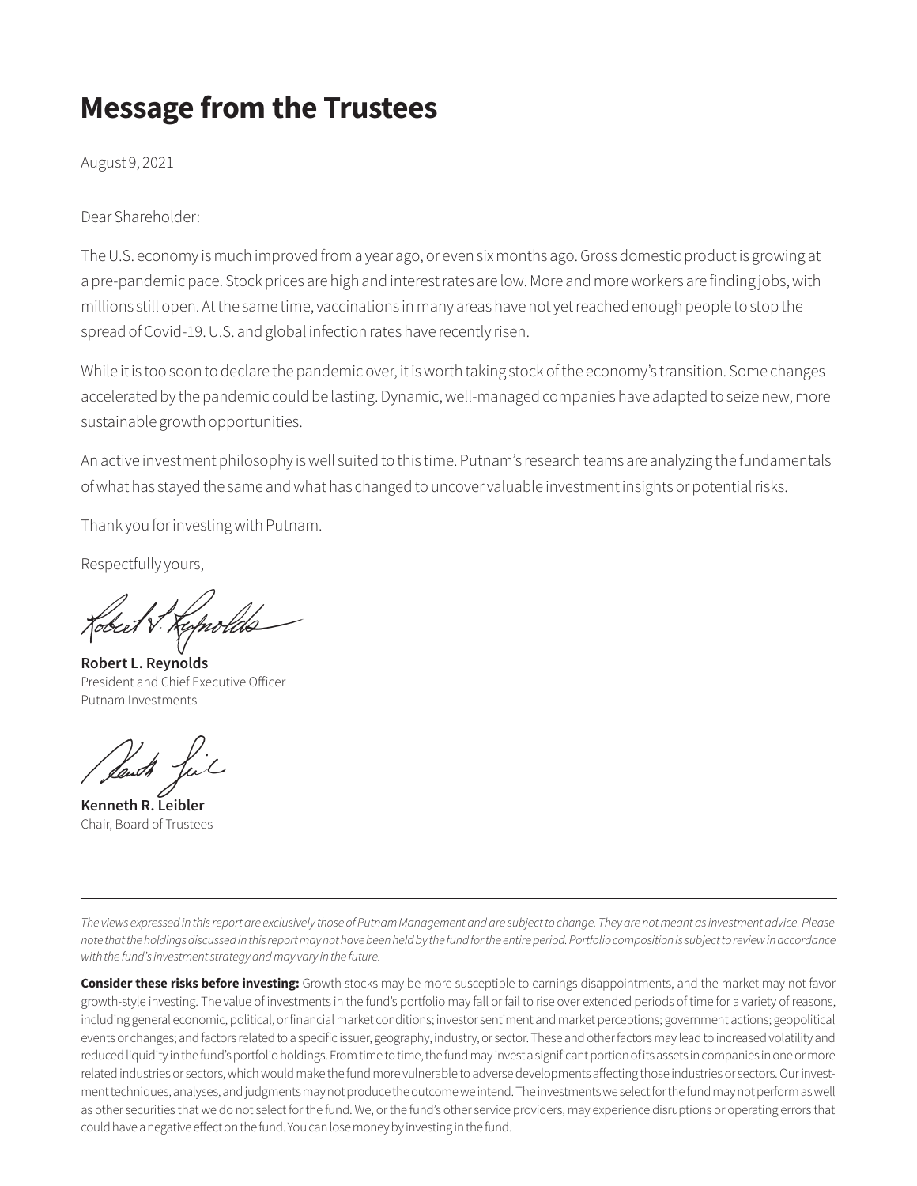# Message from the Trustees

August 9, 2021

Dear Shareholder:

The U.S. economy is much improved from a year ago, or even six months ago. Gross domestic product is growing at a pre-pandemic pace. Stock prices are high and interest rates are low. More and more workers are finding jobs, with millions still open. At the same time, vaccinations in many areas have not yet reached enough people to stop the spread of Covid-19. U.S. and global infection rates have recently risen.

While it is too soon to declare the pandemic over, it is worth taking stock of the economy's transition. Some changes accelerated by the pandemic could be lasting. Dynamic, well-managed companies have adapted to seize new, more sustainable growth opportunities.

An active investment philosophy is well suited to this time. Putnam's research teams are analyzing the fundamentals of what has stayed the same and what has changed to uncover valuable investment insights or potential risks.

Thank you for investing with Putnam.

Respectfully yours,

**Robert L. Reynolds**
President and Chief Executive Officer
Putnam Investments

**Kenneth R. Leibler**
Chair, Board of Trustees

---

*The views expressed in this report are exclusively those of Putnam Management and are subject to change. They are not meant as investment advice. Please note that the holdings discussed in this report may not have been held by the fund for the entire period. Portfolio composition is subject to review in accordance with the fund's investment strategy and may vary in the future.*

**Consider these risks before investing:** Growth stocks may be more susceptible to earnings disappointments, and the market may not favor growth-style investing. The value of investments in the fund's portfolio may fall or fail to rise over extended periods of time for a variety of reasons, including general economic, political, or financial market conditions; investor sentiment and market perceptions; government actions; geopolitical events or changes; and factors related to a specific issuer, geography, industry, or sector. These and other factors may lead to increased volatility and reduced liquidity in the fund's portfolio holdings. From time to time, the fund may invest a significant portion of its assets in companies in one or more related industries or sectors, which would make the fund more vulnerable to adverse developments affecting those industries or sectors. Our investment techniques, analyses, and judgments may not produce the outcome we intend. The investments we select for the fund may not perform as well as other securities that we do not select for the fund. We, or the fund's other service providers, may experience disruptions or operating errors that could have a negative effect on the fund. You can lose money by investing in the fund.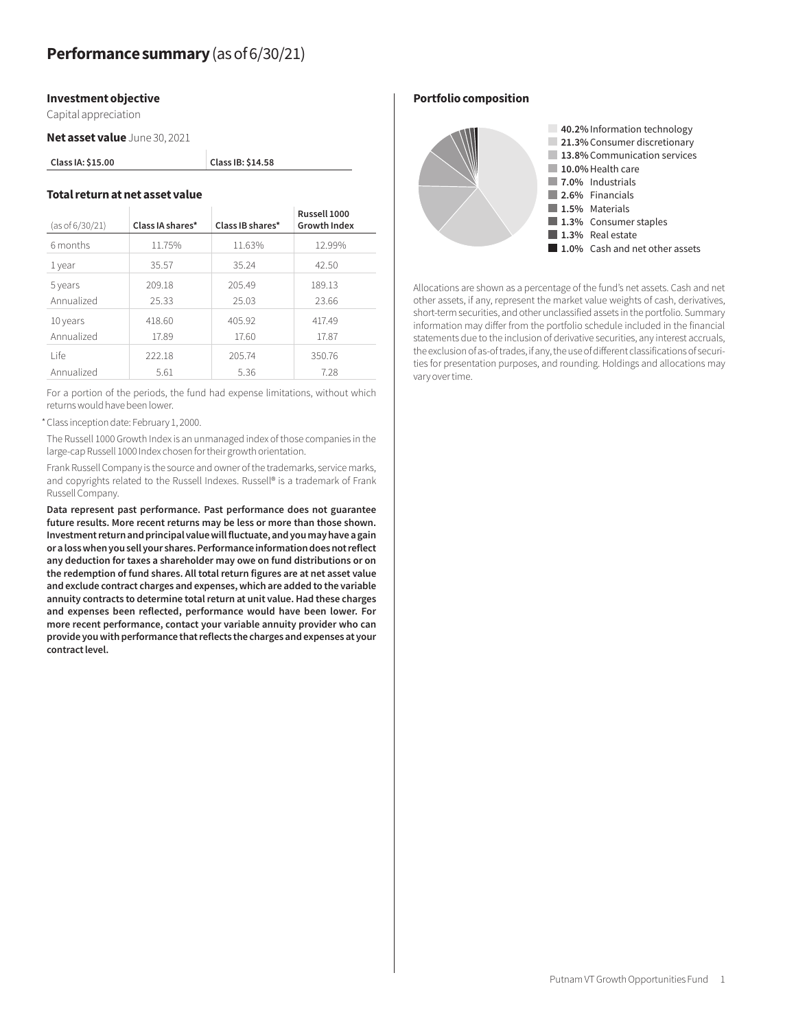# Performance summary (as of 6/30/21)

### Investment objective

Capital appreciation

**Net asset value** June 30, 2021

| Class IA: $15.00 | Class IB: $14.58 |
| --- | --- |

### Total return at net asset value

| (as of 6/30/21) | Class IA shares* | Class IB shares* | Russell 1000 Growth Index |
| --- | --- | --- | --- |
| 6 months | 11.75% | 11.63% | 12.99% |
| 1 year | 35.57 | 35.24 | 42.50 |
| 5 years | 209.18 | 205.49 | 189.13 |
| Annualized | 25.33 | 25.03 | 23.66 |
| 10 years | 418.60 | 405.92 | 417.49 |
| Annualized | 17.89 | 17.60 | 17.87 |
| Life | 222.18 | 205.74 | 350.76 |
| Annualized | 5.61 | 5.36 | 7.28 |

For a portion of the periods, the fund had expense limitations, without which returns would have been lower.

* Class inception date: February 1, 2000.

The Russell 1000 Growth Index is an unmanaged index of those companies in the large-cap Russell 1000 Index chosen for their growth orientation.

Frank Russell Company is the source and owner of the trademarks, service marks, and copyrights related to the Russell Indexes. Russell® is a trademark of Frank Russell Company.

**Data represent past performance. Past performance does not guarantee future results. More recent returns may be less or more than those shown. Investment return and principal value will fluctuate, and you may have a gain or a loss when you sell your shares. Performance information does not reflect any deduction for taxes a shareholder may owe on fund distributions or on the redemption of fund shares. All total return figures are at net asset value and exclude contract charges and expenses, which are added to the variable annuity contracts to determine total return at unit value. Had these charges and expenses been reflected, performance would have been lower. For more recent performance, contact your variable annuity provider who can provide you with performance that reflects the charges and expenses at your contract level.**

### Portfolio composition

- **40.2%** Information technology
- **21.3%** Consumer discretionary
- **13.8%** Communication services
- **10.0%** Health care
- **7.0%** Industrials
- **2.6%** Financials
- **1.5%** Materials
- **1.3%** Consumer staples
- **1.3%** Real estate
- **1.0%** Cash and net other assets

Allocations are shown as a percentage of the fund's net assets. Cash and net other assets, if any, represent the market value weights of cash, derivatives, short-term securities, and other unclassified assets in the portfolio. Summary information may differ from the portfolio schedule included in the financial statements due to the inclusion of derivative securities, any interest accruals, the exclusion of as-of trades, if any, the use of different classifications of securities for presentation purposes, and rounding. Holdings and allocations may vary over time.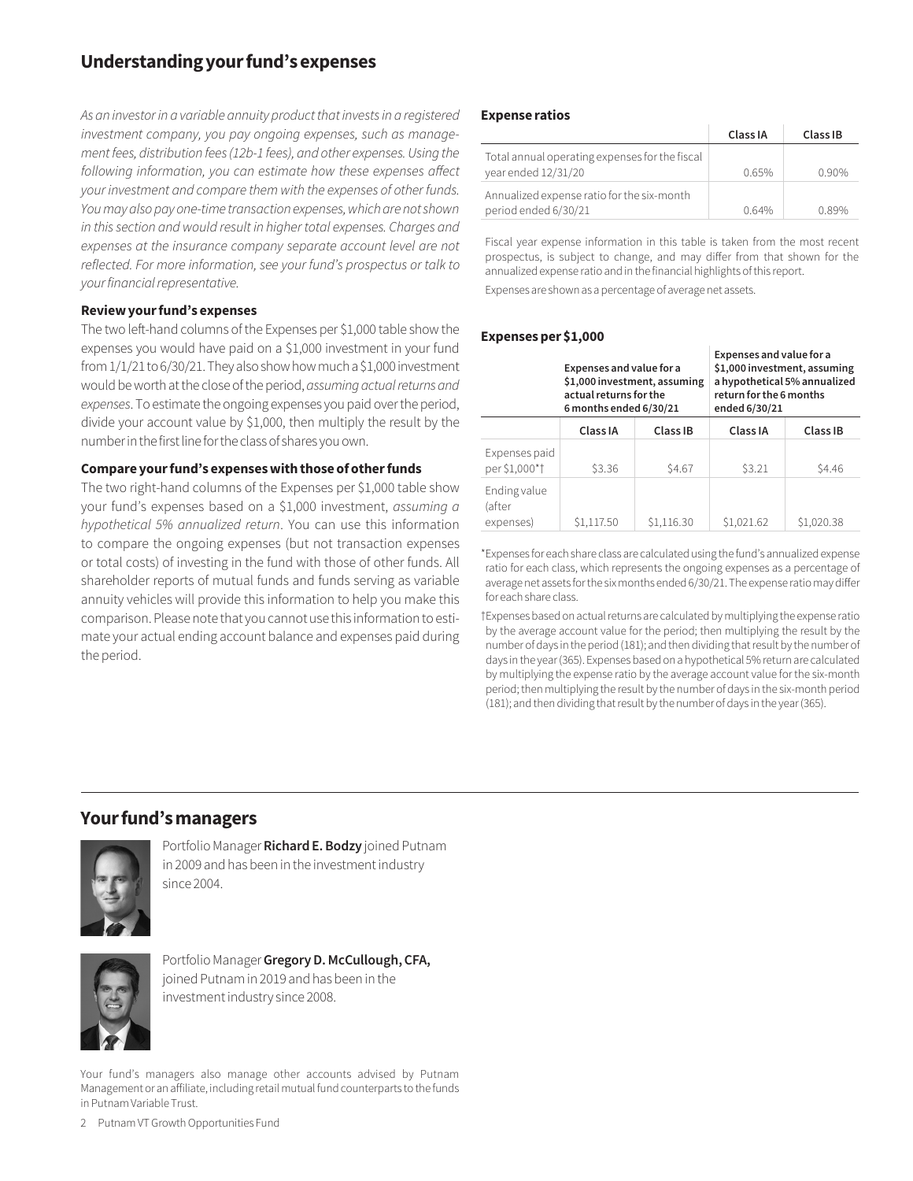## Understanding your fund's expenses

*As an investor in a variable annuity product that invests in a registered investment company, you pay ongoing expenses, such as management fees, distribution fees (12b-1 fees), and other expenses. Using the following information, you can estimate how these expenses affect your investment and compare them with the expenses of other funds. You may also pay one-time transaction expenses, which are not shown in this section and would result in higher total expenses. Charges and expenses at the insurance company separate account level are not reflected. For more information, see your fund's prospectus or talk to your financial representative.*

### Review your fund's expenses

The two left-hand columns of the Expenses per $1,000 table show the expenses you would have paid on a $1,000 investment in your fund from 1/1/21 to 6/30/21. They also show how much a $1,000 investment would be worth at the close of the period, *assuming actual returns and expenses*. To estimate the ongoing expenses you paid over the period, divide your account value by $1,000, then multiply the result by the number in the first line for the class of shares you own.

### Compare your fund's expenses with those of other funds

The two right-hand columns of the Expenses per $1,000 table show your fund's expenses based on a $1,000 investment, *assuming a hypothetical 5% annualized return*. You can use this information to compare the ongoing expenses (but not transaction expenses or total costs) of investing in the fund with those of other funds. All shareholder reports of mutual funds and funds serving as variable annuity vehicles will provide this information to help you make this comparison. Please note that you cannot use this information to estimate your actual ending account balance and expenses paid during the period.

### Expense ratios

| | Class IA | Class IB |
|---|---|---|
| Total annual operating expenses for the fiscal year ended 12/31/20 | 0.65% | 0.90% |
| Annualized expense ratio for the six-month period ended 6/30/21 | 0.64% | 0.89% |

Fiscal year expense information in this table is taken from the most recent prospectus, is subject to change, and may differ from that shown for the annualized expense ratio and in the financial highlights of this report.

Expenses are shown as a percentage of average net assets.

### Expenses per $1,000

| | Expenses and value for a $1,000 investment, assuming actual returns for the 6 months ended 6/30/21 | | Expenses and value for a $1,000 investment, assuming a hypothetical 5% annualized return for the 6 months ended 6/30/21 | |
|---|---|---|---|---|
| | Class IA | Class IB | Class IA | Class IB |
| Expenses paid per $1,000*† | $3.36 | $4.67 | $3.21 | $4.46 |
| Ending value (after expenses) | $1,117.50 | $1,116.30 | $1,021.62 | $1,020.38 |

*Expenses for each share class are calculated using the fund's annualized expense ratio for each class, which represents the ongoing expenses as a percentage of average net assets for the six months ended 6/30/21. The expense ratio may differ for each share class.

†Expenses based on actual returns are calculated by multiplying the expense ratio by the average account value for the period; then multiplying the result by the number of days in the period (181); and then dividing that result by the number of days in the year (365). Expenses based on a hypothetical 5% return are calculated by multiplying the expense ratio by the average account value for the six-month period; then multiplying the result by the number of days in the six-month period (181); and then dividing that result by the number of days in the year (365).

## Your fund's managers

Portfolio Manager **Richard E. Bodzy** joined Putnam in 2009 and has been in the investment industry since 2004.

Portfolio Manager **Gregory D. McCullough, CFA,** joined Putnam in 2019 and has been in the investment industry since 2008.

Your fund's managers also manage other accounts advised by Putnam Management or an affiliate, including retail mutual fund counterparts to the funds in Putnam Variable Trust.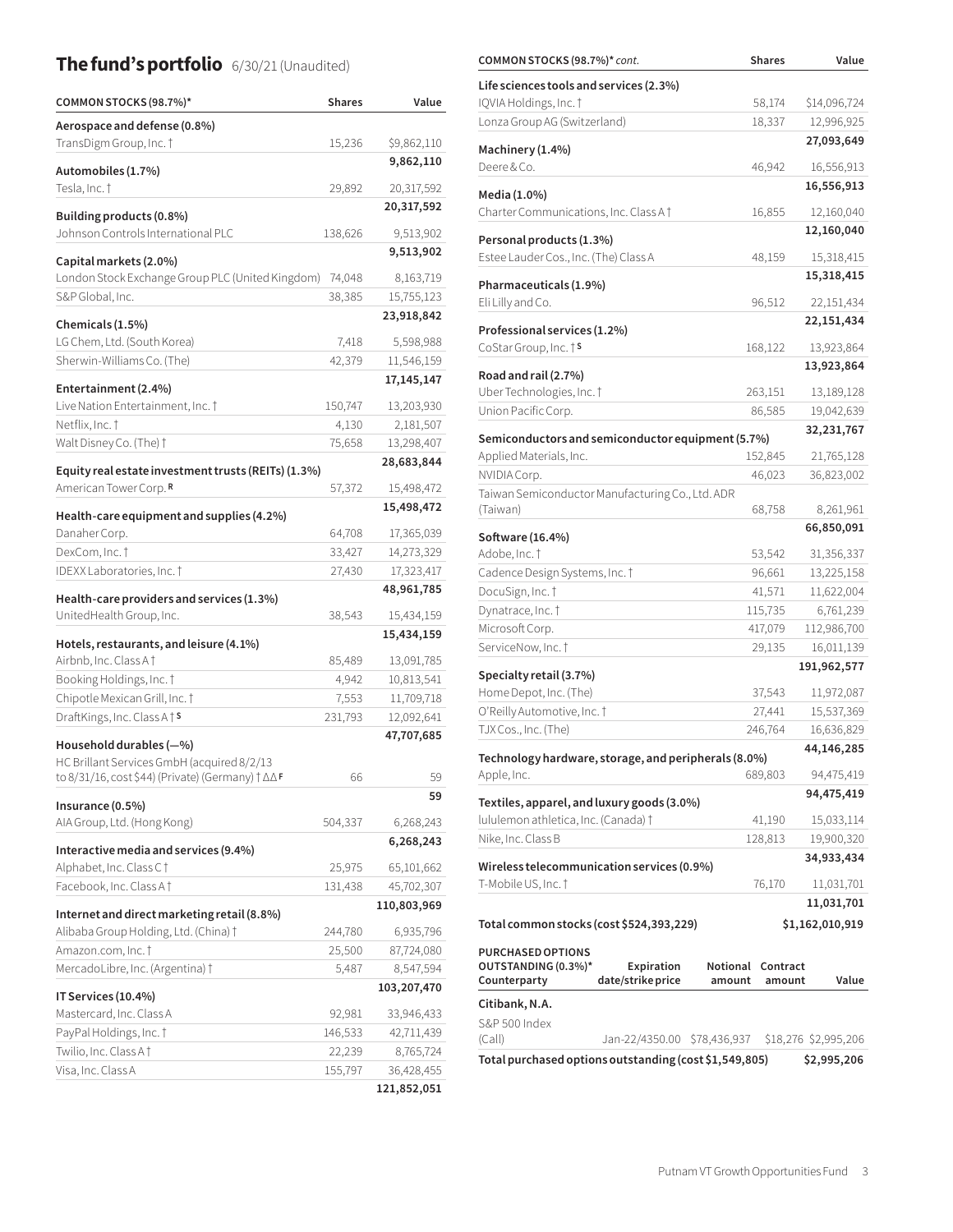## The fund's portfolio 6/30/21 (Unaudited)

| COMMON STOCKS (98.7%)* | Shares | Value |
|---|---|---|
| **Aerospace and defense (0.8%)** | | |
| TransDigm Group, Inc. † | 15,236 | $9,862,110 |
| | | **9,862,110** |
| **Automobiles (1.7%)** | | |
| Tesla, Inc. † | 29,892 | 20,317,592 |
| | | **20,317,592** |
| **Building products (0.8%)** | | |
| Johnson Controls International PLC | 138,626 | 9,513,902 |
| | | **9,513,902** |
| **Capital markets (2.0%)** | | |
| London Stock Exchange Group PLC (United Kingdom) | 74,048 | 8,163,719 |
| S&P Global, Inc. | 38,385 | 15,755,123 |
| | | **23,918,842** |
| **Chemicals (1.5%)** | | |
| LG Chem, Ltd. (South Korea) | 7,418 | 5,598,988 |
| Sherwin-Williams Co. (The) | 42,379 | 11,546,159 |
| | | **17,145,147** |
| **Entertainment (2.4%)** | | |
| Live Nation Entertainment, Inc. † | 150,747 | 13,203,930 |
| Netflix, Inc. † | 4,130 | 2,181,507 |
| Walt Disney Co. (The) † | 75,658 | 13,298,407 |
| | | **28,683,844** |
| **Equity real estate investment trusts (REITs) (1.3%)** | | |
| American Tower Corp. **R** | 57,372 | 15,498,472 |
| | | **15,498,472** |
| **Health-care equipment and supplies (4.2%)** | | |
| Danaher Corp. | 64,708 | 17,365,039 |
| DexCom, Inc. † | 33,427 | 14,273,329 |
| IDEXX Laboratories, Inc. † | 27,430 | 17,323,417 |
| | | **48,961,785** |
| **Health-care providers and services (1.3%)** | | |
| UnitedHealth Group, Inc. | 38,543 | 15,434,159 |
| | | **15,434,159** |
| **Hotels, restaurants, and leisure (4.1%)** | | |
| Airbnb, Inc. Class A † | 85,489 | 13,091,785 |
| Booking Holdings, Inc. † | 4,942 | 10,813,541 |
| Chipotle Mexican Grill, Inc. † | 7,553 | 11,709,718 |
| DraftKings, Inc. Class A † **S** | 231,793 | 12,092,641 |
| | | **47,707,685** |
| **Household durables (—%)** | | |
| HC Brillant Services GmbH (acquired 8/2/13 to 8/31/16, cost $44) (Private) (Germany) † ∆∆ **F** | 66 | 59 |
| | | **59** |
| **Insurance (0.5%)** | | |
| AIA Group, Ltd. (Hong Kong) | 504,337 | 6,268,243 |
| | | **6,268,243** |
| **Interactive media and services (9.4%)** | | |
| Alphabet, Inc. Class C † | 25,975 | 65,101,662 |
| Facebook, Inc. Class A † | 131,438 | 45,702,307 |
| | | **110,803,969** |
| **Internet and direct marketing retail (8.8%)** | | |
| Alibaba Group Holding, Ltd. (China) † | 244,780 | 6,935,796 |
| Amazon.com, Inc. † | 25,500 | 87,724,080 |
| MercadoLibre, Inc. (Argentina) † | 5,487 | 8,547,594 |
| | | **103,207,470** |
| **IT Services (10.4%)** | | |
| Mastercard, Inc. Class A | 92,981 | 33,946,433 |
| PayPal Holdings, Inc. † | 146,533 | 42,711,439 |
| Twilio, Inc. Class A † | 22,239 | 8,765,724 |
| Visa, Inc. Class A | 155,797 | 36,428,455 |
| | | **121,852,051** |

| COMMON STOCKS (98.7%)* *cont.* | Shares | Value |
|---|---|---|
| **Life sciences tools and services (2.3%)** | | |
| IQVIA Holdings, Inc. † | 58,174 | $14,096,724 |
| Lonza Group AG (Switzerland) | 18,337 | 12,996,925 |
| | | **27,093,649** |
| **Machinery (1.4%)** | | |
| Deere & Co. | 46,942 | 16,556,913 |
| | | **16,556,913** |
| **Media (1.0%)** | | |
| Charter Communications, Inc. Class A † | 16,855 | 12,160,040 |
| | | **12,160,040** |
| **Personal products (1.3%)** | | |
| Estee Lauder Cos., Inc. (The) Class A | 48,159 | 15,318,415 |
| | | **15,318,415** |
| **Pharmaceuticals (1.9%)** | | |
| Eli Lilly and Co. | 96,512 | 22,151,434 |
| | | **22,151,434** |
| **Professional services (1.2%)** | | |
| CoStar Group, Inc. † **S** | 168,122 | 13,923,864 |
| | | **13,923,864** |
| **Road and rail (2.7%)** | | |
| Uber Technologies, Inc. † | 263,151 | 13,189,128 |
| Union Pacific Corp. | 86,585 | 19,042,639 |
| | | **32,231,767** |
| **Semiconductors and semiconductor equipment (5.7%)** | | |
| Applied Materials, Inc. | 152,845 | 21,765,128 |
| NVIDIA Corp. | 46,023 | 36,823,002 |
| Taiwan Semiconductor Manufacturing Co., Ltd. ADR (Taiwan) | 68,758 | 8,261,961 |
| | | **66,850,091** |
| **Software (16.4%)** | | |
| Adobe, Inc. † | 53,542 | 31,356,337 |
| Cadence Design Systems, Inc. † | 96,661 | 13,225,158 |
| DocuSign, Inc. † | 41,571 | 11,622,004 |
| Dynatrace, Inc. † | 115,735 | 6,761,239 |
| Microsoft Corp. | 417,079 | 112,986,700 |
| ServiceNow, Inc. † | 29,135 | 16,011,139 |
| | | **191,962,577** |
| **Specialty retail (3.7%)** | | |
| Home Depot, Inc. (The) | 37,543 | 11,972,087 |
| O'Reilly Automotive, Inc. † | 27,441 | 15,537,369 |
| TJX Cos., Inc. (The) | 246,764 | 16,636,829 |
| | | **44,146,285** |
| **Technology hardware, storage, and peripherals (8.0%)** | | |
| Apple, Inc. | 689,803 | 94,475,419 |
| | | **94,475,419** |
| **Textiles, apparel, and luxury goods (3.0%)** | | |
| lululemon athletica, Inc. (Canada) † | 41,190 | 15,033,114 |
| Nike, Inc. Class B | 128,813 | 19,900,320 |
| | | **34,933,434** |
| **Wireless telecommunication services (0.9%)** | | |
| T-Mobile US, Inc. † | 76,170 | 11,031,701 |
| | | **11,031,701** |
| **Total common stocks (cost $524,393,229)** | | **$1,162,010,919** |

| PURCHASED OPTIONS OUTSTANDING (0.3%)* Counterparty | Expiration date/strike price | Notional amount | Contract amount | Value |
|---|---|---|---|---|
| **Citibank, N.A.** | | | | |
| S&P 500 Index (Call) | Jan-22/4350.00 | $78,436,937 | $18,276 | $2,995,206 |
| **Total purchased options outstanding (cost $1,549,805)** | | | | **$2,995,206** |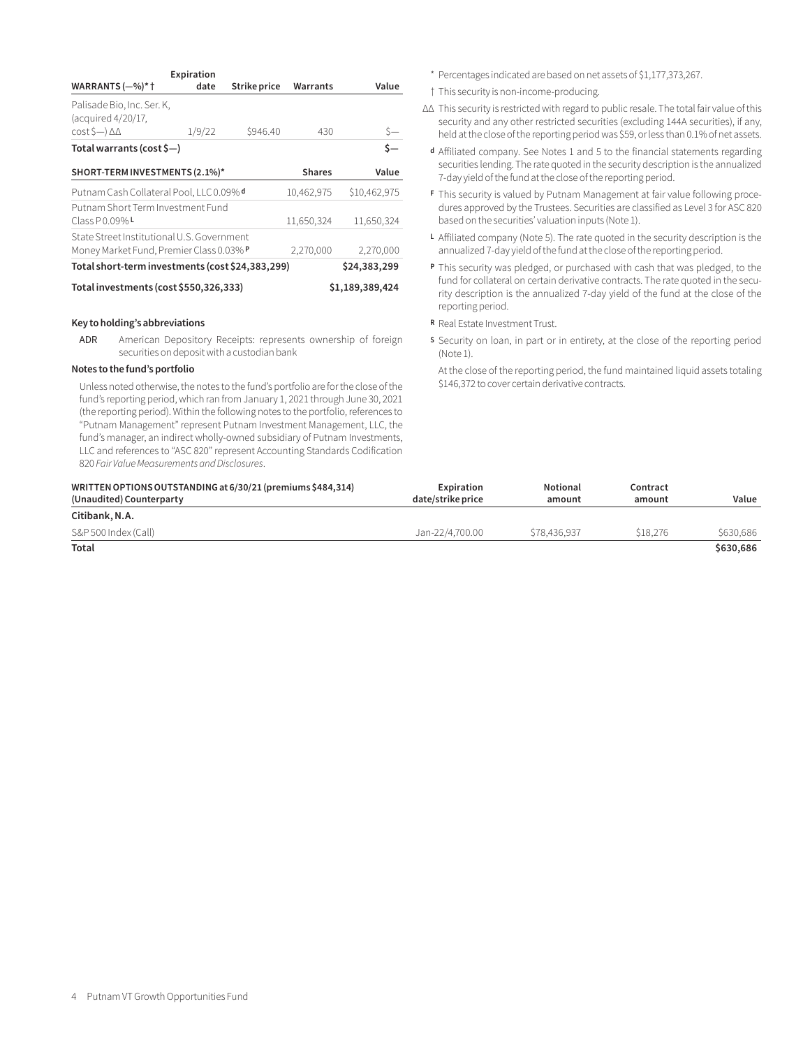| WARRANTS (—%)* † | Expiration date | Strike price | Warrants | Value |
|---|---|---|---|---|
| Palisade Bio, Inc. Ser. K, (acquired 4/20/17, cost $—) ΔΔ | 1/9/22 | $946.40 | 430 | $— |
| **Total warrants (cost $—)** | | | | **$—** |

| SHORT-TERM INVESTMENTS (2.1%)* | Shares | Value |
|---|---|---|
| Putnam Cash Collateral Pool, LLC 0.09% d | 10,462,975 | $10,462,975 |
| Putnam Short Term Investment Fund Class P 0.09% L | 11,650,324 | 11,650,324 |
| State Street Institutional U.S. Government Money Market Fund, Premier Class 0.03% P | 2,270,000 | 2,270,000 |
| **Total short-term investments (cost $24,383,299)** | | **$24,383,299** |
| **Total investments (cost $550,326,333)** | | **$1,189,389,424** |

**Key to holding's abbreviations**

ADR American Depository Receipts: represents ownership of foreign securities on deposit with a custodian bank

**Notes to the fund's portfolio**

Unless noted otherwise, the notes to the fund's portfolio are for the close of the fund's reporting period, which ran from January 1, 2021 through June 30, 2021 (the reporting period). Within the following notes to the portfolio, references to "Putnam Management" represent Putnam Investment Management, LLC, the fund's manager, an indirect wholly-owned subsidiary of Putnam Investments, LLC and references to "ASC 820" represent Accounting Standards Codification 820 *Fair Value Measurements and Disclosures*.

\* Percentages indicated are based on net assets of $1,177,373,267.

† This security is non-income-producing.

ΔΔ This security is restricted with regard to public resale. The total fair value of this security and any other restricted securities (excluding 144A securities), if any, held at the close of the reporting period was $59, or less than 0.1% of net assets.

d Affiliated company. See Notes 1 and 5 to the financial statements regarding securities lending. The rate quoted in the security description is the annualized 7-day yield of the fund at the close of the reporting period.

F This security is valued by Putnam Management at fair value following procedures approved by the Trustees. Securities are classified as Level 3 for ASC 820 based on the securities' valuation inputs (Note 1).

L Affiliated company (Note 5). The rate quoted in the security description is the annualized 7-day yield of the fund at the close of the reporting period.

P This security was pledged, or purchased with cash that was pledged, to the fund for collateral on certain derivative contracts. The rate quoted in the security description is the annualized 7-day yield of the fund at the close of the reporting period.

R Real Estate Investment Trust.

S Security on loan, in part or in entirety, at the close of the reporting period (Note 1).

At the close of the reporting period, the fund maintained liquid assets totaling $146,372 to cover certain derivative contracts.

| WRITTEN OPTIONS OUTSTANDING at 6/30/21 (premiums $484,314) (Unaudited) Counterparty | Expiration date/strike price | Notional amount | Contract amount | Value |
|---|---|---|---|---|
| **Citibank, N.A.** | | | | |
| S&P 500 Index (Call) | Jan-22/4,700.00 | $78,436,937 | $18,276 | $630,686 |
| **Total** | | | | **$630,686** |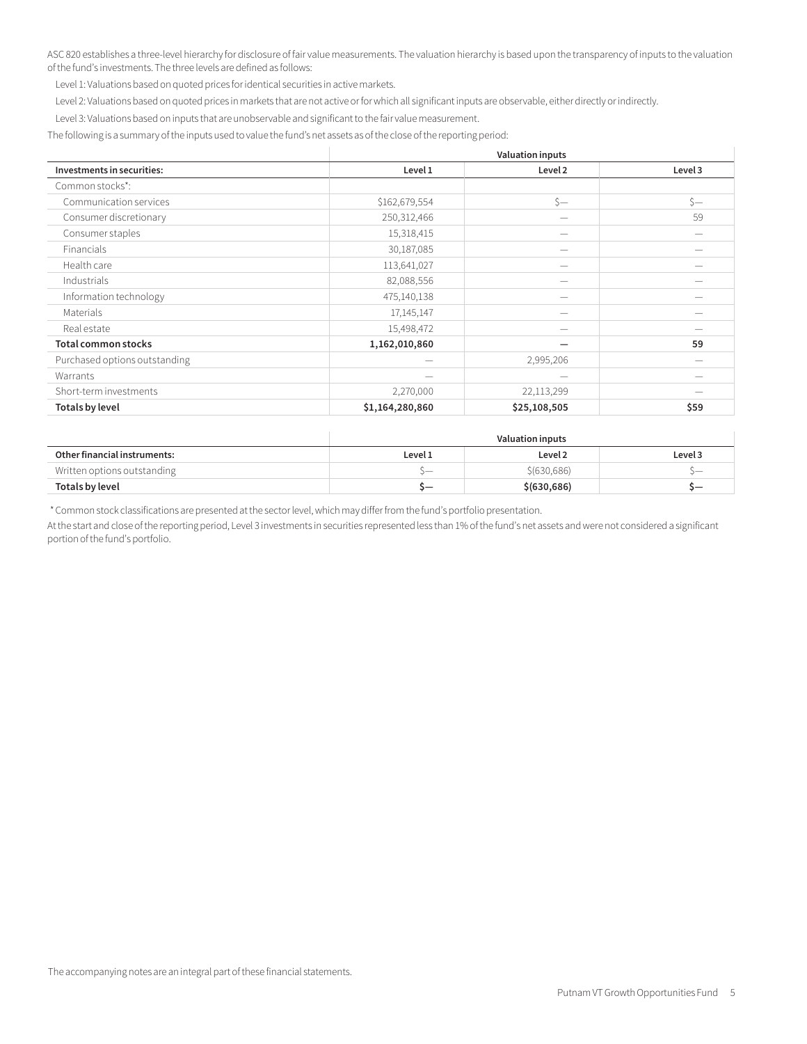ASC 820 establishes a three-level hierarchy for disclosure of fair value measurements. The valuation hierarchy is based upon the transparency of inputs to the valuation of the fund's investments. The three levels are defined as follows:

Level 1: Valuations based on quoted prices for identical securities in active markets.

Level 2: Valuations based on quoted prices in markets that are not active or for which all significant inputs are observable, either directly or indirectly.

Level 3: Valuations based on inputs that are unobservable and significant to the fair value measurement.

The following is a summary of the inputs used to value the fund's net assets as of the close of the reporting period:

| | Valuation inputs | | |
|---|---|---|---|
| **Investments in securities:** | **Level 1** | **Level 2** | **Level 3** |
| Common stocks*: | | | |
| Communication services | $162,679,554 | $— | $— |
| Consumer discretionary | 250,312,466 | — | 59 |
| Consumer staples | 15,318,415 | — | — |
| Financials | 30,187,085 | — | — |
| Health care | 113,641,027 | — | — |
| Industrials | 82,088,556 | — | — |
| Information technology | 475,140,138 | — | — |
| Materials | 17,145,147 | — | — |
| Real estate | 15,498,472 | — | — |
| **Total common stocks** | **1,162,010,860** | **—** | **59** |
| Purchased options outstanding | — | 2,995,206 | — |
| Warrants | — | — | — |
| Short-term investments | 2,270,000 | 22,113,299 | — |
| **Totals by level** | **$1,164,280,860** | **$25,108,505** | **$59** |

| | Valuation inputs | | |
|---|---|---|---|
| **Other financial instruments:** | **Level 1** | **Level 2** | **Level 3** |
| Written options outstanding | $— | $(630,686) | $— |
| **Totals by level** | **$—** | **$(630,686)** | **$—** |

\* Common stock classifications are presented at the sector level, which may differ from the fund's portfolio presentation.

At the start and close of the reporting period, Level 3 investments in securities represented less than 1% of the fund's net assets and were not considered a significant portion of the fund's portfolio.

The accompanying notes are an integral part of these financial statements.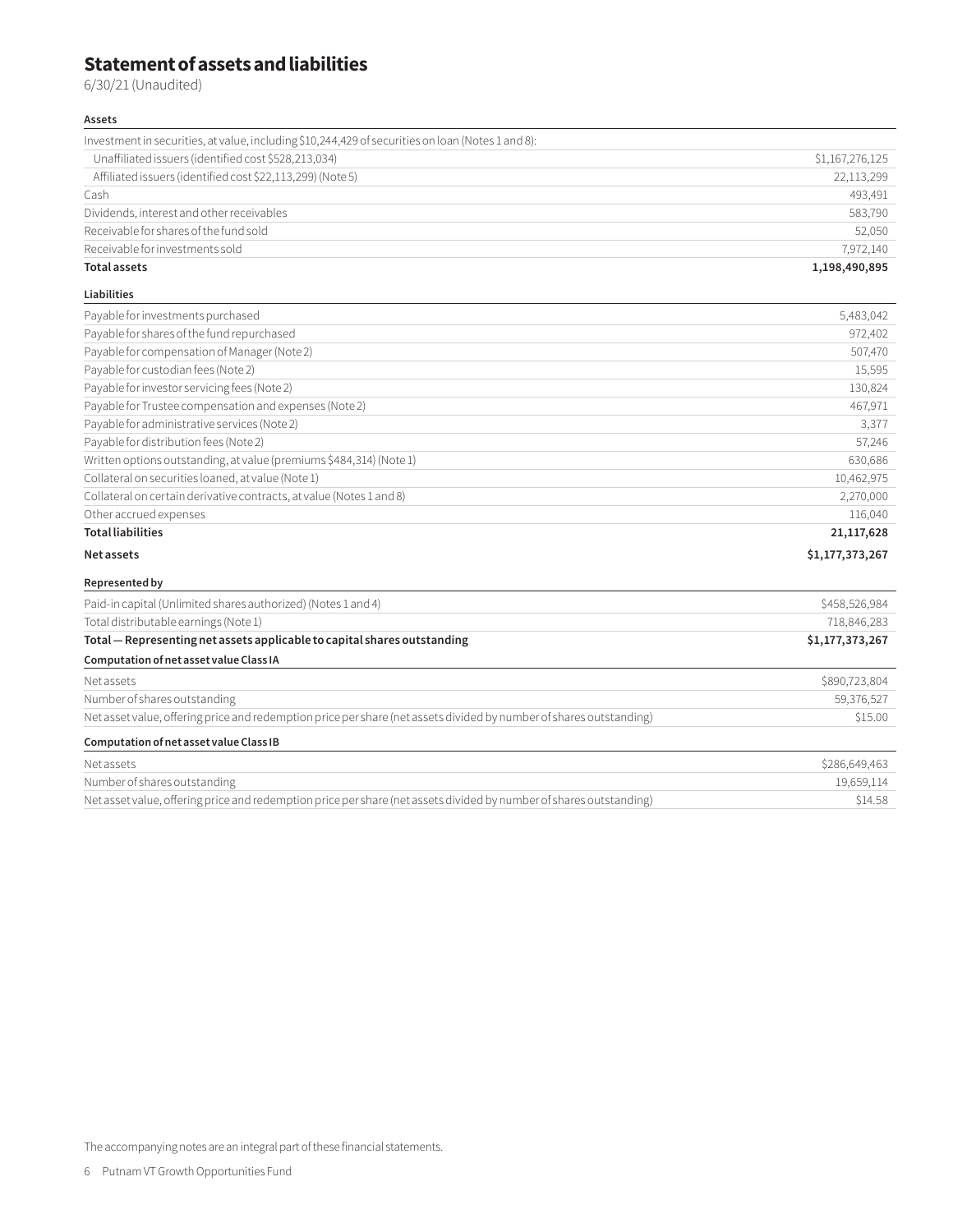# Statement of assets and liabilities

6/30/21 (Unaudited)

| **Assets** | |
|---|---|
| Investment in securities, at value, including $10,244,429 of securities on loan (Notes 1 and 8): | |
| Unaffiliated issuers (identified cost $528,213,034) | $1,167,276,125 |
| Affiliated issuers (identified cost $22,113,299) (Note 5) | 22,113,299 |
| Cash | 493,491 |
| Dividends, interest and other receivables | 583,790 |
| Receivable for shares of the fund sold | 52,050 |
| Receivable for investments sold | 7,972,140 |
| **Total assets** | **1,198,490,895** |
| **Liabilities** | |
| Payable for investments purchased | 5,483,042 |
| Payable for shares of the fund repurchased | 972,402 |
| Payable for compensation of Manager (Note 2) | 507,470 |
| Payable for custodian fees (Note 2) | 15,595 |
| Payable for investor servicing fees (Note 2) | 130,824 |
| Payable for Trustee compensation and expenses (Note 2) | 467,971 |
| Payable for administrative services (Note 2) | 3,377 |
| Payable for distribution fees (Note 2) | 57,246 |
| Written options outstanding, at value (premiums $484,314) (Note 1) | 630,686 |
| Collateral on securities loaned, at value (Note 1) | 10,462,975 |
| Collateral on certain derivative contracts, at value (Notes 1 and 8) | 2,270,000 |
| Other accrued expenses | 116,040 |
| **Total liabilities** | **21,117,628** |
| **Net assets** | **$1,177,373,267** |
| **Represented by** | |
| Paid-in capital (Unlimited shares authorized) (Notes 1 and 4) | $458,526,984 |
| Total distributable earnings (Note 1) | 718,846,283 |
| **Total — Representing net assets applicable to capital shares outstanding** | **$1,177,373,267** |
| **Computation of net asset value Class IA** | |
| Net assets | $890,723,804 |
| Number of shares outstanding | 59,376,527 |
| Net asset value, offering price and redemption price per share (net assets divided by number of shares outstanding) | $15.00 |
| **Computation of net asset value Class IB** | |
| Net assets | $286,649,463 |
| Number of shares outstanding | 19,659,114 |
| Net asset value, offering price and redemption price per share (net assets divided by number of shares outstanding) | $14.58 |

The accompanying notes are an integral part of these financial statements.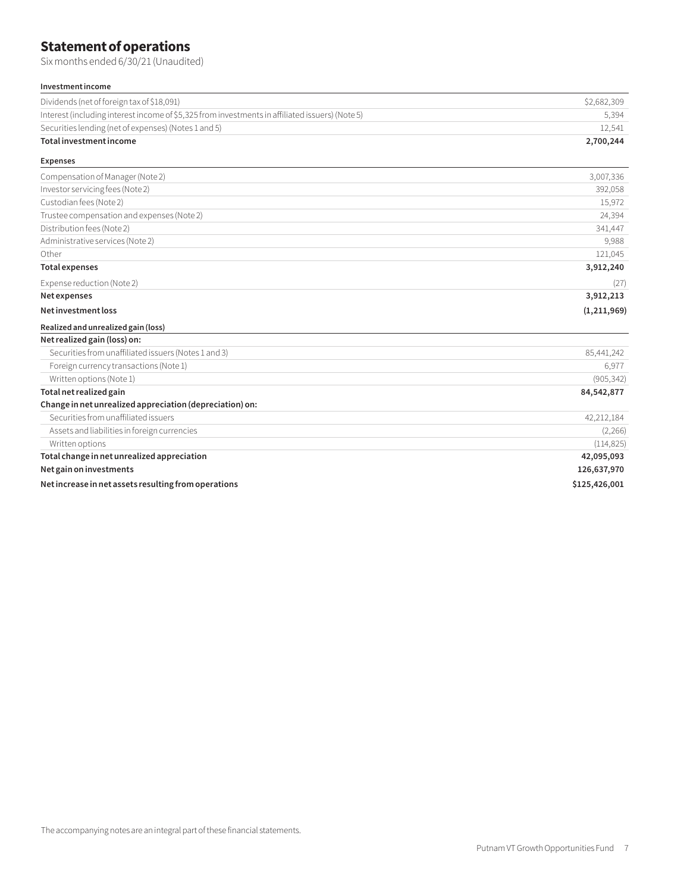# Statement of operations

Six months ended 6/30/21 (Unaudited)

| **Investment income** | |
|---|---|
| Dividends (net of foreign tax of $18,091) | $2,682,309 |
| Interest (including interest income of $5,325 from investments in affiliated issuers) (Note 5) | 5,394 |
| Securities lending (net of expenses) (Notes 1 and 5) | 12,541 |
| **Total investment income** | **2,700,244** |
| **Expenses** | |
| Compensation of Manager (Note 2) | 3,007,336 |
| Investor servicing fees (Note 2) | 392,058 |
| Custodian fees (Note 2) | 15,972 |
| Trustee compensation and expenses (Note 2) | 24,394 |
| Distribution fees (Note 2) | 341,447 |
| Administrative services (Note 2) | 9,988 |
| Other | 121,045 |
| **Total expenses** | **3,912,240** |
| Expense reduction (Note 2) | (27) |
| **Net expenses** | **3,912,213** |
| **Net investment loss** | **(1,211,969)** |
| **Realized and unrealized gain (loss)** | |
| **Net realized gain (loss) on:** | |
| Securities from unaffiliated issuers (Notes 1 and 3) | 85,441,242 |
| Foreign currency transactions (Note 1) | 6,977 |
| Written options (Note 1) | (905,342) |
| **Total net realized gain** | **84,542,877** |
| **Change in net unrealized appreciation (depreciation) on:** | |
| Securities from unaffiliated issuers | 42,212,184 |
| Assets and liabilities in foreign currencies | (2,266) |
| Written options | (114,825) |
| **Total change in net unrealized appreciation** | **42,095,093** |
| **Net gain on investments** | **126,637,970** |
| **Net increase in net assets resulting from operations** | **$125,426,001** |

The accompanying notes are an integral part of these financial statements.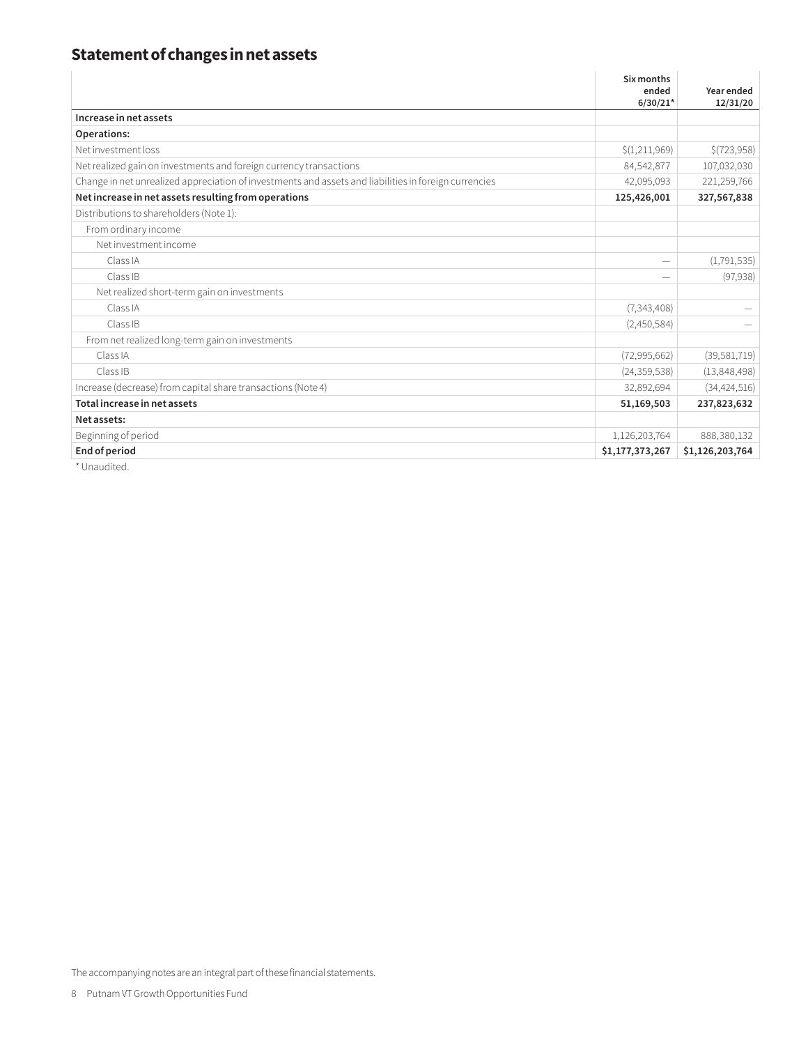## Statement of changes in net assets

| | Six months ended 6/30/21* | Year ended 12/31/20 |
|---|---|---|
| **Increase in net assets** | | |
| **Operations:** | | |
| Net investment loss | $(1,211,969) | $(723,958) |
| Net realized gain on investments and foreign currency transactions | 84,542,877 | 107,032,030 |
| Change in net unrealized appreciation of investments and assets and liabilities in foreign currencies | 42,095,093 | 221,259,766 |
| **Net increase in net assets resulting from operations** | **125,426,001** | **327,567,838** |
| Distributions to shareholders (Note 1): | | |
| From ordinary income | | |
| Net investment income | | |
| Class IA | — | (1,791,535) |
| Class IB | — | (97,938) |
| Net realized short-term gain on investments | | |
| Class IA | (7,343,408) | — |
| Class IB | (2,450,584) | — |
| From net realized long-term gain on investments | | |
| Class IA | (72,995,662) | (39,581,719) |
| Class IB | (24,359,538) | (13,848,498) |
| Increase (decrease) from capital share transactions (Note 4) | 32,892,694 | (34,424,516) |
| **Total increase in net assets** | **51,169,503** | **237,823,632** |
| **Net assets:** | | |
| Beginning of period | 1,126,203,764 | 888,380,132 |
| **End of period** | **$1,177,373,267** | **$1,126,203,764** |

\* Unaudited.

The accompanying notes are an integral part of these financial statements.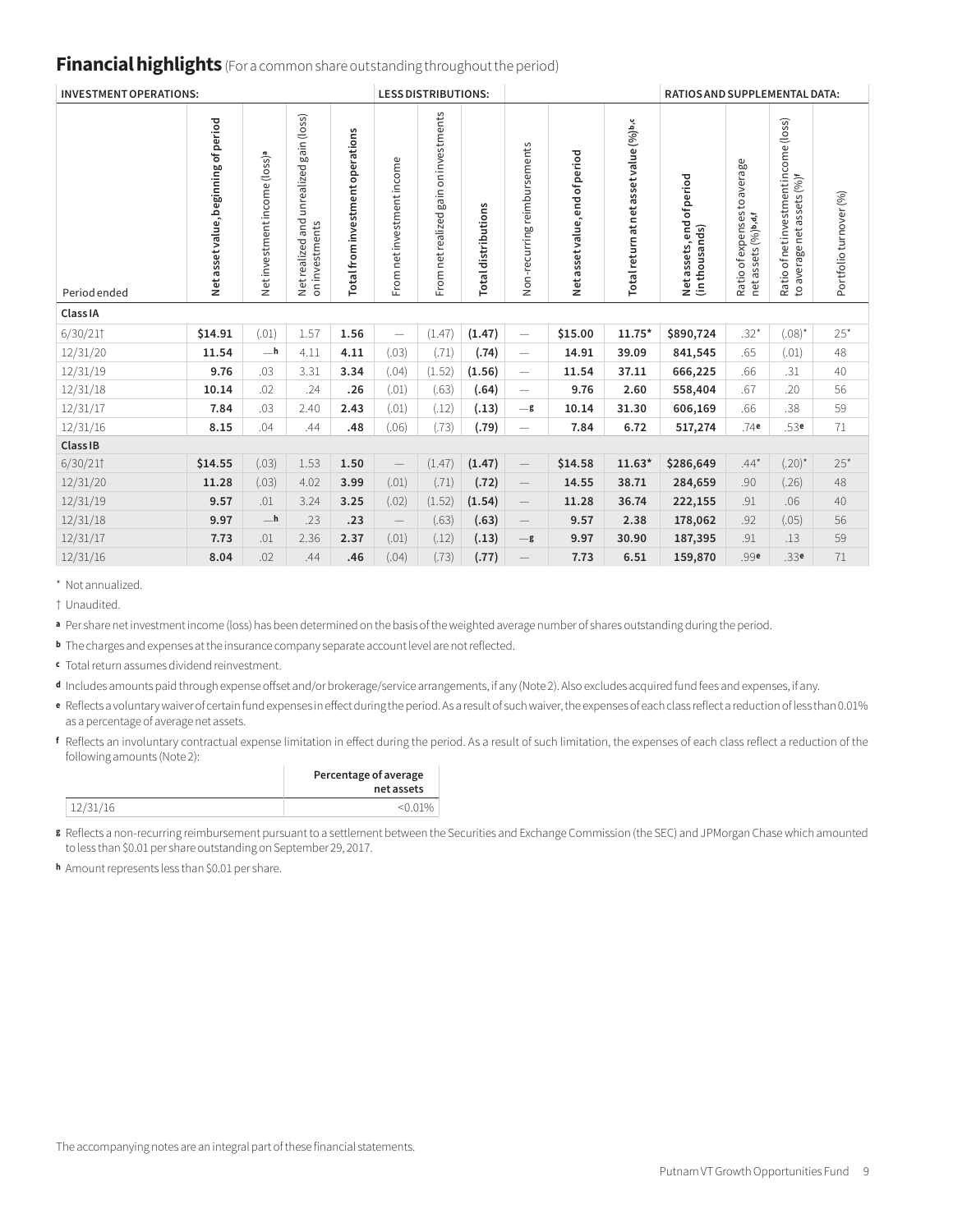## Financial highlights (For a common share outstanding throughout the period)

| INVESTMENT OPERATIONS: | | | | | LESS DISTRIBUTIONS: | | | | | | RATIOS AND SUPPLEMENTAL DATA: | | | |
|---|---|---|---|---|---|---|---|---|---|---|---|---|---|---|
| Period ended | Net asset value, beginning of period | Net investment income (loss)[a] | Net realized and unrealized gain (loss) on investments | Total from investment operations | From net investment income | From net realized gain on investments | Total distributions | Non-recurring reimbursements | Net asset value, end of period | Total return at net asset value (%)[b,c] | Net assets, end of period (in thousands) | Ratio of expenses to average net assets (%)[b,d,f] | Ratio of net investment income (loss) to average net assets (%)[f] | Portfolio turnover (%) |
| **Class IA** | | | | | | | | | | | | | | |
| 6/30/21† | **$14.91** | (.01) | 1.57 | **1.56** | — | (1.47) | **(1.47)** | — | **$15.00** | **11.75*** | **$890,724** | .32* | (.08)* | 25* |
| 12/31/20 | **11.54** | —[h] | 4.11 | **4.11** | (.03) | (.71) | **(.74)** | — | **14.91** | **39.09** | **841,545** | .65 | (.01) | 48 |
| 12/31/19 | **9.76** | .03 | 3.31 | **3.34** | (.04) | (1.52) | **(1.56)** | — | **11.54** | **37.11** | **666,225** | .66 | .31 | 40 |
| 12/31/18 | **10.14** | .02 | .24 | **.26** | (.01) | (.63) | **(.64)** | — | **9.76** | **2.60** | **558,404** | .67 | .20 | 56 |
| 12/31/17 | **7.84** | .03 | 2.40 | **2.43** | (.01) | (.12) | **(.13)** | —[g] | **10.14** | **31.30** | **606,169** | .66 | .38 | 59 |
| 12/31/16 | **8.15** | .04 | .44 | **.48** | (.06) | (.73) | **(.79)** | — | **7.84** | **6.72** | **517,274** | .74[e] | .53[e] | 71 |
| **Class IB** | | | | | | | | | | | | | | |
| 6/30/21† | **$14.55** | (.03) | 1.53 | **1.50** | — | (1.47) | **(1.47)** | — | **$14.58** | **11.63*** | **$286,649** | .44* | (.20)* | 25* |
| 12/31/20 | **11.28** | (.03) | 4.02 | **3.99** | (.01) | (.71) | **(.72)** | — | **14.55** | **38.71** | **284,659** | .90 | (.26) | 48 |
| 12/31/19 | **9.57** | .01 | 3.24 | **3.25** | (.02) | (1.52) | **(1.54)** | — | **11.28** | **36.74** | **222,155** | .91 | .06 | 40 |
| 12/31/18 | **9.97** | —[h] | .23 | **.23** | — | (.63) | **(.63)** | — | **9.57** | **2.38** | **178,062** | .92 | (.05) | 56 |
| 12/31/17 | **7.73** | .01 | 2.36 | **2.37** | (.01) | (.12) | **(.13)** | —[g] | **9.97** | **30.90** | **187,395** | .91 | .13 | 59 |
| 12/31/16 | **8.04** | .02 | .44 | **.46** | (.04) | (.73) | **(.77)** | — | **7.73** | **6.51** | **159,870** | .99[e] | .33[e] | 71 |

\* Not annualized.

† Unaudited.

**a** Per share net investment income (loss) has been determined on the basis of the weighted average number of shares outstanding during the period.

**b** The charges and expenses at the insurance company separate account level are not reflected.

**c** Total return assumes dividend reinvestment.

**d** Includes amounts paid through expense offset and/or brokerage/service arrangements, if any (Note 2). Also excludes acquired fund fees and expenses, if any.

**e** Reflects a voluntary waiver of certain fund expenses in effect during the period. As a result of such waiver, the expenses of each class reflect a reduction of less than 0.01% as a percentage of average net assets.

**f** Reflects an involuntary contractual expense limitation in effect during the period. As a result of such limitation, the expenses of each class reflect a reduction of the following amounts (Note 2):

| | Percentage of average net assets |
|---|---|
| 12/31/16 | <0.01% |

**g** Reflects a non-recurring reimbursement pursuant to a settlement between the Securities and Exchange Commission (the SEC) and JPMorgan Chase which amounted to less than $0.01 per share outstanding on September 29, 2017.

**h** Amount represents less than $0.01 per share.

The accompanying notes are an integral part of these financial statements.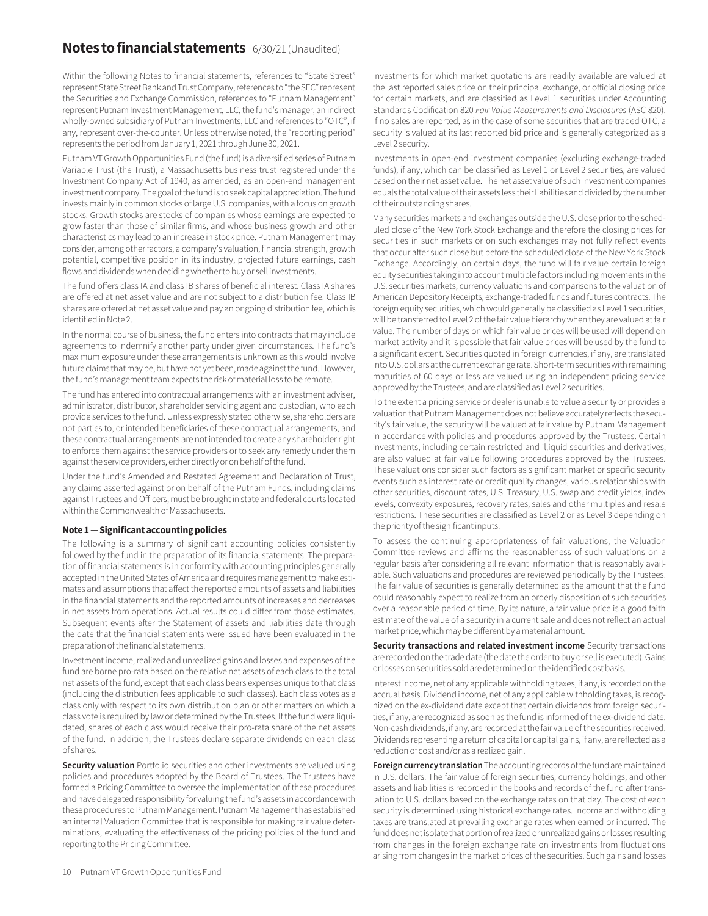# Notes to financial statements 6/30/21 (Unaudited)

Within the following Notes to financial statements, references to "State Street" represent State Street Bank and Trust Company, references to "the SEC" represent the Securities and Exchange Commission, references to "Putnam Management" represent Putnam Investment Management, LLC, the fund's manager, an indirect wholly-owned subsidiary of Putnam Investments, LLC and references to "OTC", if any, represent over-the-counter. Unless otherwise noted, the "reporting period" represents the period from January 1, 2021 through June 30, 2021.

Putnam VT Growth Opportunities Fund (the fund) is a diversified series of Putnam Variable Trust (the Trust), a Massachusetts business trust registered under the Investment Company Act of 1940, as amended, as an open-end management investment company. The goal of the fund is to seek capital appreciation. The fund invests mainly in common stocks of large U.S. companies, with a focus on growth stocks. Growth stocks are stocks of companies whose earnings are expected to grow faster than those of similar firms, and whose business growth and other characteristics may lead to an increase in stock price. Putnam Management may consider, among other factors, a company's valuation, financial strength, growth potential, competitive position in its industry, projected future earnings, cash flows and dividends when deciding whether to buy or sell investments.

The fund offers class IA and class IB shares of beneficial interest. Class IA shares are offered at net asset value and are not subject to a distribution fee. Class IB shares are offered at net asset value and pay an ongoing distribution fee, which is identified in Note 2.

In the normal course of business, the fund enters into contracts that may include agreements to indemnify another party under given circumstances. The fund's maximum exposure under these arrangements is unknown as this would involve future claims that may be, but have not yet been, made against the fund. However, the fund's management team expects the risk of material loss to be remote.

The fund has entered into contractual arrangements with an investment adviser, administrator, distributor, shareholder servicing agent and custodian, who each provide services to the fund. Unless expressly stated otherwise, shareholders are not parties to, or intended beneficiaries of these contractual arrangements, and these contractual arrangements are not intended to create any shareholder right to enforce them against the service providers or to seek any remedy under them against the service providers, either directly or on behalf of the fund.

Under the fund's Amended and Restated Agreement and Declaration of Trust, any claims asserted against or on behalf of the Putnam Funds, including claims against Trustees and Officers, must be brought in state and federal courts located within the Commonwealth of Massachusetts.

### Note 1 — Significant accounting policies

The following is a summary of significant accounting policies consistently followed by the fund in the preparation of its financial statements. The preparation of financial statements is in conformity with accounting principles generally accepted in the United States of America and requires management to make estimates and assumptions that affect the reported amounts of assets and liabilities in the financial statements and the reported amounts of increases and decreases in net assets from operations. Actual results could differ from those estimates. Subsequent events after the Statement of assets and liabilities date through the date that the financial statements were issued have been evaluated in the preparation of the financial statements.

Investment income, realized and unrealized gains and losses and expenses of the fund are borne pro-rata based on the relative net assets of each class to the total net assets of the fund, except that each class bears expenses unique to that class (including the distribution fees applicable to such classes). Each class votes as a class only with respect to its own distribution plan or other matters on which a class vote is required by law or determined by the Trustees. If the fund were liquidated, shares of each class would receive their pro-rata share of the net assets of the fund. In addition, the Trustees declare separate dividends on each class of shares.

**Security valuation** Portfolio securities and other investments are valued using policies and procedures adopted by the Board of Trustees. The Trustees have formed a Pricing Committee to oversee the implementation of these procedures and have delegated responsibility for valuing the fund's assets in accordance with these procedures to Putnam Management. Putnam Management has established an internal Valuation Committee that is responsible for making fair value determinations, evaluating the effectiveness of the pricing policies of the fund and reporting to the Pricing Committee.

Investments for which market quotations are readily available are valued at the last reported sales price on their principal exchange, or official closing price for certain markets, and are classified as Level 1 securities under Accounting Standards Codification 820 *Fair Value Measurements and Disclosures* (ASC 820). If no sales are reported, as in the case of some securities that are traded OTC, a security is valued at its last reported bid price and is generally categorized as a Level 2 security.

Investments in open-end investment companies (excluding exchange-traded funds), if any, which can be classified as Level 1 or Level 2 securities, are valued based on their net asset value. The net asset value of such investment companies equals the total value of their assets less their liabilities and divided by the number of their outstanding shares.

Many securities markets and exchanges outside the U.S. close prior to the scheduled close of the New York Stock Exchange and therefore the closing prices for securities in such markets or on such exchanges may not fully reflect events that occur after such close but before the scheduled close of the New York Stock Exchange. Accordingly, on certain days, the fund will fair value certain foreign equity securities taking into account multiple factors including movements in the U.S. securities markets, currency valuations and comparisons to the valuation of American Depository Receipts, exchange-traded funds and futures contracts. The foreign equity securities, which would generally be classified as Level 1 securities, will be transferred to Level 2 of the fair value hierarchy when they are valued at fair value. The number of days on which fair value prices will be used will depend on market activity and it is possible that fair value prices will be used by the fund to a significant extent. Securities quoted in foreign currencies, if any, are translated into U.S. dollars at the current exchange rate. Short-term securities with remaining maturities of 60 days or less are valued using an independent pricing service approved by the Trustees, and are classified as Level 2 securities.

To the extent a pricing service or dealer is unable to value a security or provides a valuation that Putnam Management does not believe accurately reflects the security's fair value, the security will be valued at fair value by Putnam Management in accordance with policies and procedures approved by the Trustees. Certain investments, including certain restricted and illiquid securities and derivatives, are also valued at fair value following procedures approved by the Trustees. These valuations consider such factors as significant market or specific security events such as interest rate or credit quality changes, various relationships with other securities, discount rates, U.S. Treasury, U.S. swap and credit yields, index levels, convexity exposures, recovery rates, sales and other multiples and resale restrictions. These securities are classified as Level 2 or as Level 3 depending on the priority of the significant inputs.

To assess the continuing appropriateness of fair valuations, the Valuation Committee reviews and affirms the reasonableness of such valuations on a regular basis after considering all relevant information that is reasonably available. Such valuations and procedures are reviewed periodically by the Trustees. The fair value of securities is generally determined as the amount that the fund could reasonably expect to realize from an orderly disposition of such securities over a reasonable period of time. By its nature, a fair value price is a good faith estimate of the value of a security in a current sale and does not reflect an actual market price, which may be different by a material amount.

**Security transactions and related investment income** Security transactions are recorded on the trade date (the date the order to buy or sell is executed). Gains or losses on securities sold are determined on the identified cost basis.

Interest income, net of any applicable withholding taxes, if any, is recorded on the accrual basis. Dividend income, net of any applicable withholding taxes, is recognized on the ex-dividend date except that certain dividends from foreign securities, if any, are recognized as soon as the fund is informed of the ex-dividend date. Non-cash dividends, if any, are recorded at the fair value of the securities received. Dividends representing a return of capital or capital gains, if any, are reflected as a reduction of cost and/or as a realized gain.

**Foreign currency translation** The accounting records of the fund are maintained in U.S. dollars. The fair value of foreign securities, currency holdings, and other assets and liabilities is recorded in the books and records of the fund after translation to U.S. dollars based on the exchange rates on that day. The cost of each security is determined using historical exchange rates. Income and withholding taxes are translated at prevailing exchange rates when earned or incurred. The fund does not isolate that portion of realized or unrealized gains or losses resulting from changes in the foreign exchange rate on investments from fluctuations arising from changes in the market prices of the securities. Such gains and losses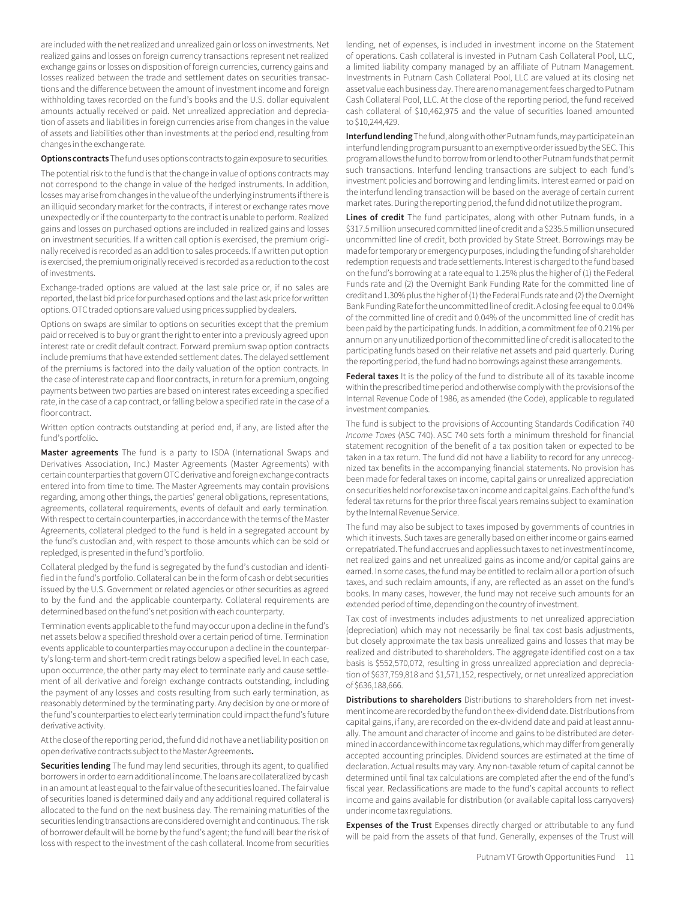are included with the net realized and unrealized gain or loss on investments. Net realized gains and losses on foreign currency transactions represent net realized exchange gains or losses on disposition of foreign currencies, currency gains and losses realized between the trade and settlement dates on securities transactions and the difference between the amount of investment income and foreign withholding taxes recorded on the fund's books and the U.S. dollar equivalent amounts actually received or paid. Net unrealized appreciation and depreciation of assets and liabilities in foreign currencies arise from changes in the value of assets and liabilities other than investments at the period end, resulting from changes in the exchange rate.

**Options contracts** The fund uses options contracts to gain exposure to securities.

The potential risk to the fund is that the change in value of options contracts may not correspond to the change in value of the hedged instruments. In addition, losses may arise from changes in the value of the underlying instruments if there is an illiquid secondary market for the contracts, if interest or exchange rates move unexpectedly or if the counterparty to the contract is unable to perform. Realized gains and losses on purchased options are included in realized gains and losses on investment securities. If a written call option is exercised, the premium originally received is recorded as an addition to sales proceeds. If a written put option is exercised, the premium originally received is recorded as a reduction to the cost of investments.

Exchange-traded options are valued at the last sale price or, if no sales are reported, the last bid price for purchased options and the last ask price for written options. OTC traded options are valued using prices supplied by dealers.

Options on swaps are similar to options on securities except that the premium paid or received is to buy or grant the right to enter into a previously agreed upon interest rate or credit default contract. Forward premium swap option contracts include premiums that have extended settlement dates. The delayed settlement of the premiums is factored into the daily valuation of the option contracts. In the case of interest rate cap and floor contracts, in return for a premium, ongoing payments between two parties are based on interest rates exceeding a specified rate, in the case of a cap contract, or falling below a specified rate in the case of a floor contract.

Written option contracts outstanding at period end, if any, are listed after the fund's portfolio**.**

**Master agreements** The fund is a party to ISDA (International Swaps and Derivatives Association, Inc.) Master Agreements (Master Agreements) with certain counterparties that govern OTC derivative and foreign exchange contracts entered into from time to time. The Master Agreements may contain provisions regarding, among other things, the parties' general obligations, representations, agreements, collateral requirements, events of default and early termination. With respect to certain counterparties, in accordance with the terms of the Master Agreements, collateral pledged to the fund is held in a segregated account by the fund's custodian and, with respect to those amounts which can be sold or repledged, is presented in the fund's portfolio.

Collateral pledged by the fund is segregated by the fund's custodian and identified in the fund's portfolio. Collateral can be in the form of cash or debt securities issued by the U.S. Government or related agencies or other securities as agreed to by the fund and the applicable counterparty. Collateral requirements are determined based on the fund's net position with each counterparty.

Termination events applicable to the fund may occur upon a decline in the fund's net assets below a specified threshold over a certain period of time. Termination events applicable to counterparties may occur upon a decline in the counterparty's long-term and short-term credit ratings below a specified level. In each case, upon occurrence, the other party may elect to terminate early and cause settlement of all derivative and foreign exchange contracts outstanding, including the payment of any losses and costs resulting from such early termination, as reasonably determined by the terminating party. Any decision by one or more of the fund's counterparties to elect early termination could impact the fund's future derivative activity.

At the close of the reporting period, the fund did not have a net liability position on open derivative contracts subject to the Master Agreements**.**

**Securities lending** The fund may lend securities, through its agent, to qualified borrowers in order to earn additional income. The loans are collateralized by cash in an amount at least equal to the fair value of the securities loaned. The fair value of securities loaned is determined daily and any additional required collateral is allocated to the fund on the next business day. The remaining maturities of the securities lending transactions are considered overnight and continuous. The risk of borrower default will be borne by the fund's agent; the fund will bear the risk of loss with respect to the investment of the cash collateral. Income from securities lending, net of expenses, is included in investment income on the Statement of operations. Cash collateral is invested in Putnam Cash Collateral Pool, LLC, a limited liability company managed by an affiliate of Putnam Management. Investments in Putnam Cash Collateral Pool, LLC are valued at its closing net asset value each business day. There are no management fees charged to Putnam Cash Collateral Pool, LLC. At the close of the reporting period, the fund received cash collateral of $10,462,975 and the value of securities loaned amounted to $10,244,429.

**Interfund lending** The fund, along with other Putnam funds, may participate in an interfund lending program pursuant to an exemptive order issued by the SEC. This program allows the fund to borrow from or lend to other Putnam funds that permit such transactions. Interfund lending transactions are subject to each fund's investment policies and borrowing and lending limits. Interest earned or paid on the interfund lending transaction will be based on the average of certain current market rates. During the reporting period, the fund did not utilize the program.

**Lines of credit** The fund participates, along with other Putnam funds, in a $317.5 million unsecured committed line of credit and a $235.5 million unsecured uncommitted line of credit, both provided by State Street. Borrowings may be made for temporary or emergency purposes, including the funding of shareholder redemption requests and trade settlements. Interest is charged to the fund based on the fund's borrowing at a rate equal to 1.25% plus the higher of (1) the Federal Funds rate and (2) the Overnight Bank Funding Rate for the committed line of credit and 1.30% plus the higher of (1) the Federal Funds rate and (2) the Overnight Bank Funding Rate for the uncommitted line of credit. A closing fee equal to 0.04% of the committed line of credit and 0.04% of the uncommitted line of credit has been paid by the participating funds. In addition, a commitment fee of 0.21% per annum on any unutilized portion of the committed line of credit is allocated to the participating funds based on their relative net assets and paid quarterly. During the reporting period, the fund had no borrowings against these arrangements.

**Federal taxes** It is the policy of the fund to distribute all of its taxable income within the prescribed time period and otherwise comply with the provisions of the Internal Revenue Code of 1986, as amended (the Code), applicable to regulated investment companies.

The fund is subject to the provisions of Accounting Standards Codification 740 *Income Taxes* (ASC 740). ASC 740 sets forth a minimum threshold for financial statement recognition of the benefit of a tax position taken or expected to be taken in a tax return. The fund did not have a liability to record for any unrecognized tax benefits in the accompanying financial statements. No provision has been made for federal taxes on income, capital gains or unrealized appreciation on securities held nor for excise tax on income and capital gains. Each of the fund's federal tax returns for the prior three fiscal years remains subject to examination by the Internal Revenue Service.

The fund may also be subject to taxes imposed by governments of countries in which it invests. Such taxes are generally based on either income or gains earned or repatriated. The fund accrues and applies such taxes to net investment income, net realized gains and net unrealized gains as income and/or capital gains are earned. In some cases, the fund may be entitled to reclaim all or a portion of such taxes, and such reclaim amounts, if any, are reflected as an asset on the fund's books. In many cases, however, the fund may not receive such amounts for an extended period of time, depending on the country of investment.

Tax cost of investments includes adjustments to net unrealized appreciation (depreciation) which may not necessarily be final tax cost basis adjustments, but closely approximate the tax basis unrealized gains and losses that may be realized and distributed to shareholders. The aggregate identified cost on a tax basis is $552,570,072, resulting in gross unrealized appreciation and depreciation of $637,759,818 and $1,571,152, respectively, or net unrealized appreciation of $636,188,666.

**Distributions to shareholders** Distributions to shareholders from net investment income are recorded by the fund on the ex-dividend date. Distributions from capital gains, if any, are recorded on the ex-dividend date and paid at least annually. The amount and character of income and gains to be distributed are determined in accordance with income tax regulations, which may differ from generally accepted accounting principles. Dividend sources are estimated at the time of declaration. Actual results may vary. Any non-taxable return of capital cannot be determined until final tax calculations are completed after the end of the fund's fiscal year. Reclassifications are made to the fund's capital accounts to reflect income and gains available for distribution (or available capital loss carryovers) under income tax regulations.

**Expenses of the Trust** Expenses directly charged or attributable to any fund will be paid from the assets of that fund. Generally, expenses of the Trust will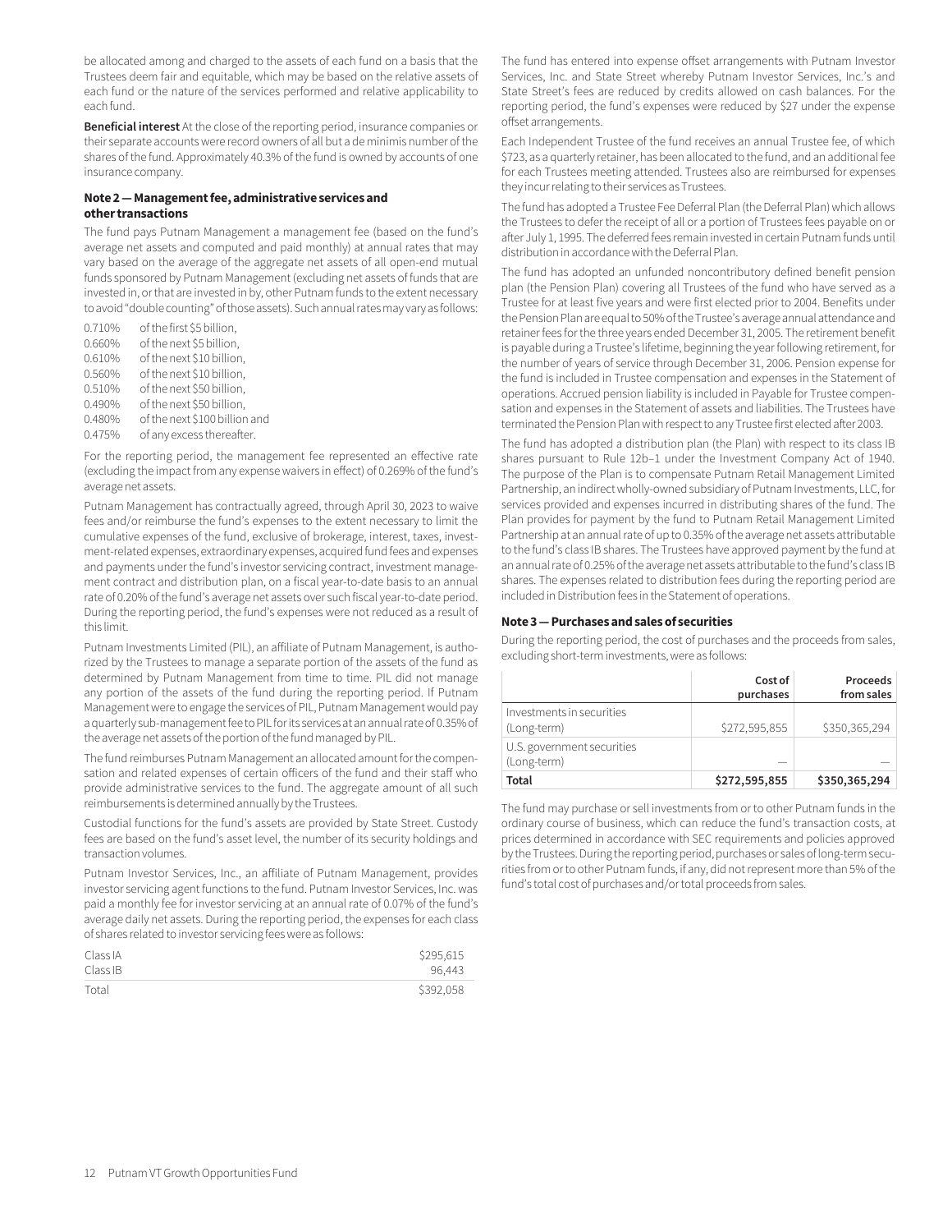be allocated among and charged to the assets of each fund on a basis that the Trustees deem fair and equitable, which may be based on the relative assets of each fund or the nature of the services performed and relative applicability to each fund.

**Beneficial interest** At the close of the reporting period, insurance companies or their separate accounts were record owners of all but a de minimis number of the shares of the fund. Approximately 40.3% of the fund is owned by accounts of one insurance company.

### Note 2 — Management fee, administrative services and other transactions

The fund pays Putnam Management a management fee (based on the fund's average net assets and computed and paid monthly) at annual rates that may vary based on the average of the aggregate net assets of all open-end mutual funds sponsored by Putnam Management (excluding net assets of funds that are invested in, or that are invested in by, other Putnam funds to the extent necessary to avoid "double counting" of those assets). Such annual rates may vary as follows:

| | |
|---|---|
| 0.710% | of the first $5 billion, |
| 0.660% | of the next $5 billion, |
| 0.610% | of the next $10 billion, |
| 0.560% | of the next $10 billion, |
| 0.510% | of the next $50 billion, |
| 0.490% | of the next $50 billion, |
| 0.480% | of the next $100 billion and |
| 0.475% | of any excess thereafter. |

For the reporting period, the management fee represented an effective rate (excluding the impact from any expense waivers in effect) of 0.269% of the fund's average net assets.

Putnam Management has contractually agreed, through April 30, 2023 to waive fees and/or reimburse the fund's expenses to the extent necessary to limit the cumulative expenses of the fund, exclusive of brokerage, interest, taxes, investment-related expenses, extraordinary expenses, acquired fund fees and expenses and payments under the fund's investor servicing contract, investment management contract and distribution plan, on a fiscal year-to-date basis to an annual rate of 0.20% of the fund's average net assets over such fiscal year-to-date period. During the reporting period, the fund's expenses were not reduced as a result of this limit.

Putnam Investments Limited (PIL), an affiliate of Putnam Management, is authorized by the Trustees to manage a separate portion of the assets of the fund as determined by Putnam Management from time to time. PIL did not manage any portion of the assets of the fund during the reporting period. If Putnam Management were to engage the services of PIL, Putnam Management would pay a quarterly sub-management fee to PIL for its services at an annual rate of 0.35% of the average net assets of the portion of the fund managed by PIL.

The fund reimburses Putnam Management an allocated amount for the compensation and related expenses of certain officers of the fund and their staff who provide administrative services to the fund. The aggregate amount of all such reimbursements is determined annually by the Trustees.

Custodial functions for the fund's assets are provided by State Street. Custody fees are based on the fund's asset level, the number of its security holdings and transaction volumes.

Putnam Investor Services, Inc., an affiliate of Putnam Management, provides investor servicing agent functions to the fund. Putnam Investor Services, Inc. was paid a monthly fee for investor servicing at an annual rate of 0.07% of the fund's average daily net assets. During the reporting period, the expenses for each class of shares related to investor servicing fees were as follows:

| | |
|---|---|
| Class IA | $295,615 |
| Class IB | 96,443 |
| Total | $392,058 |

The fund has entered into expense offset arrangements with Putnam Investor Services, Inc. and State Street whereby Putnam Investor Services, Inc.'s and State Street's fees are reduced by credits allowed on cash balances. For the reporting period, the fund's expenses were reduced by $27 under the expense offset arrangements.

Each Independent Trustee of the fund receives an annual Trustee fee, of which $723, as a quarterly retainer, has been allocated to the fund, and an additional fee for each Trustees meeting attended. Trustees also are reimbursed for expenses they incur relating to their services as Trustees.

The fund has adopted a Trustee Fee Deferral Plan (the Deferral Plan) which allows the Trustees to defer the receipt of all or a portion of Trustees fees payable on or after July 1, 1995. The deferred fees remain invested in certain Putnam funds until distribution in accordance with the Deferral Plan.

The fund has adopted an unfunded noncontributory defined benefit pension plan (the Pension Plan) covering all Trustees of the fund who have served as a Trustee for at least five years and were first elected prior to 2004. Benefits under the Pension Plan are equal to 50% of the Trustee's average annual attendance and retainer fees for the three years ended December 31, 2005. The retirement benefit is payable during a Trustee's lifetime, beginning the year following retirement, for the number of years of service through December 31, 2006. Pension expense for the fund is included in Trustee compensation and expenses in the Statement of operations. Accrued pension liability is included in Payable for Trustee compensation and expenses in the Statement of assets and liabilities. The Trustees have terminated the Pension Plan with respect to any Trustee first elected after 2003.

The fund has adopted a distribution plan (the Plan) with respect to its class IB shares pursuant to Rule 12b–1 under the Investment Company Act of 1940. The purpose of the Plan is to compensate Putnam Retail Management Limited Partnership, an indirect wholly-owned subsidiary of Putnam Investments, LLC, for services provided and expenses incurred in distributing shares of the fund. The Plan provides for payment by the fund to Putnam Retail Management Limited Partnership at an annual rate of up to 0.35% of the average net assets attributable to the fund's class IB shares. The Trustees have approved payment by the fund at an annual rate of 0.25% of the average net assets attributable to the fund's class IB shares. The expenses related to distribution fees during the reporting period are included in Distribution fees in the Statement of operations.

### Note 3 — Purchases and sales of securities

During the reporting period, the cost of purchases and the proceeds from sales, excluding short-term investments, were as follows:

| | Cost of purchases | Proceeds from sales |
|---|---|---|
| Investments in securities (Long-term) | $272,595,855 | $350,365,294 |
| U.S. government securities (Long-term) | — | — |
| **Total** | **$272,595,855** | **$350,365,294** |

The fund may purchase or sell investments from or to other Putnam funds in the ordinary course of business, which can reduce the fund's transaction costs, at prices determined in accordance with SEC requirements and policies approved by the Trustees. During the reporting period, purchases or sales of long-term securities from or to other Putnam funds, if any, did not represent more than 5% of the fund's total cost of purchases and/or total proceeds from sales.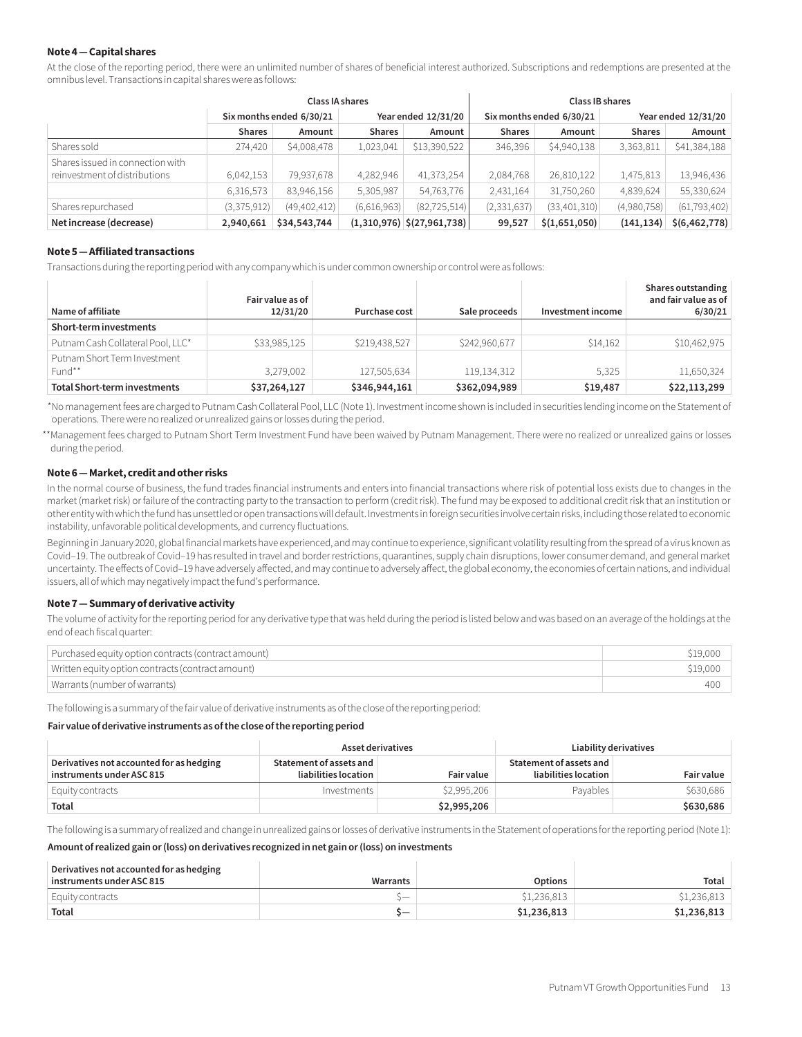#### Note 4 — Capital shares

At the close of the reporting period, there were an unlimited number of shares of beneficial interest authorized. Subscriptions and redemptions are presented at the omnibus level. Transactions in capital shares were as follows:

| | Class IA shares | | | | Class IB shares | | | |
|---|---|---|---|---|---|---|---|---|
| | Six months ended 6/30/21 | | Year ended 12/31/20 | | Six months ended 6/30/21 | | Year ended 12/31/20 | |
| | **Shares** | **Amount** | **Shares** | **Amount** | **Shares** | **Amount** | **Shares** | **Amount** |
| Shares sold | 274,420 | $4,008,478 | 1,023,041 | $13,390,522 | 346,396 | $4,940,138 | 3,363,811 | $41,384,188 |
| Shares issued in connection with reinvestment of distributions | 6,042,153 | 79,937,678 | 4,282,946 | 41,373,254 | 2,084,768 | 26,810,122 | 1,475,813 | 13,946,436 |
| | 6,316,573 | 83,946,156 | 5,305,987 | 54,763,776 | 2,431,164 | 31,750,260 | 4,839,624 | 55,330,624 |
| Shares repurchased | (3,375,912) | (49,402,412) | (6,616,963) | (82,725,514) | (2,331,637) | (33,401,310) | (4,980,758) | (61,793,402) |
| **Net increase (decrease)** | **2,940,661** | **$34,543,744** | **(1,310,976)** | **$(27,961,738)** | **99,527** | **$(1,651,050)** | **(141,134)** | **$(6,462,778)** |

#### Note 5 — Affiliated transactions

Transactions during the reporting period with any company which is under common ownership or control were as follows:

| Name of affiliate | Fair value as of 12/31/20 | Purchase cost | Sale proceeds | Investment income | Shares outstanding and fair value as of 6/30/21 |
|---|---|---|---|---|---|
| **Short-term investments** | | | | | |
| Putnam Cash Collateral Pool, LLC* | $33,985,125 | $219,438,527 | $242,960,677 | $14,162 | $10,462,975 |
| Putnam Short Term Investment Fund** | 3,279,002 | 127,505,634 | 119,134,312 | 5,325 | 11,650,324 |
| **Total Short-term investments** | **$37,264,127** | **$346,944,161** | **$362,094,989** | **$19,487** | **$22,113,299** |

*No management fees are charged to Putnam Cash Collateral Pool, LLC (Note 1). Investment income shown is included in securities lending income on the Statement of operations. There were no realized or unrealized gains or losses during the period.

**Management fees charged to Putnam Short Term Investment Fund have been waived by Putnam Management. There were no realized or unrealized gains or losses during the period.

#### Note 6 — Market, credit and other risks

In the normal course of business, the fund trades financial instruments and enters into financial transactions where risk of potential loss exists due to changes in the market (market risk) or failure of the contracting party to the transaction to perform (credit risk). The fund may be exposed to additional credit risk that an institution or other entity with which the fund has unsettled or open transactions will default. Investments in foreign securities involve certain risks, including those related to economic instability, unfavorable political developments, and currency fluctuations.

Beginning in January 2020, global financial markets have experienced, and may continue to experience, significant volatility resulting from the spread of a virus known as Covid–19. The outbreak of Covid–19 has resulted in travel and border restrictions, quarantines, supply chain disruptions, lower consumer demand, and general market uncertainty. The effects of Covid–19 have adversely affected, and may continue to adversely affect, the global economy, the economies of certain nations, and individual issuers, all of which may negatively impact the fund's performance.

#### Note 7 — Summary of derivative activity

The volume of activity for the reporting period for any derivative type that was held during the period is listed below and was based on an average of the holdings at the end of each fiscal quarter:

| | |
|---|---|
| Purchased equity option contracts (contract amount) | $19,000 |
| Written equity option contracts (contract amount) | $19,000 |
| Warrants (number of warrants) | 400 |

The following is a summary of the fair value of derivative instruments as of the close of the reporting period:

**Fair value of derivative instruments as of the close of the reporting period**

| | Asset derivatives | | Liability derivatives | |
|---|---|---|---|---|
| **Derivatives not accounted for as hedging instruments under ASC 815** | **Statement of assets and liabilities location** | **Fair value** | **Statement of assets and liabilities location** | **Fair value** |
| Equity contracts | Investments | $2,995,206 | Payables | $630,686 |
| **Total** | | **$2,995,206** | | **$630,686** |

The following is a summary of realized and change in unrealized gains or losses of derivative instruments in the Statement of operations for the reporting period (Note 1):

**Amount of realized gain or (loss) on derivatives recognized in net gain or (loss) on investments**

| Derivatives not accounted for as hedging instruments under ASC 815 | Warrants | Options | Total |
|---|---|---|---|
| Equity contracts | $— | $1,236,813 | $1,236,813 |
| **Total** | **$—** | **$1,236,813** | **$1,236,813** |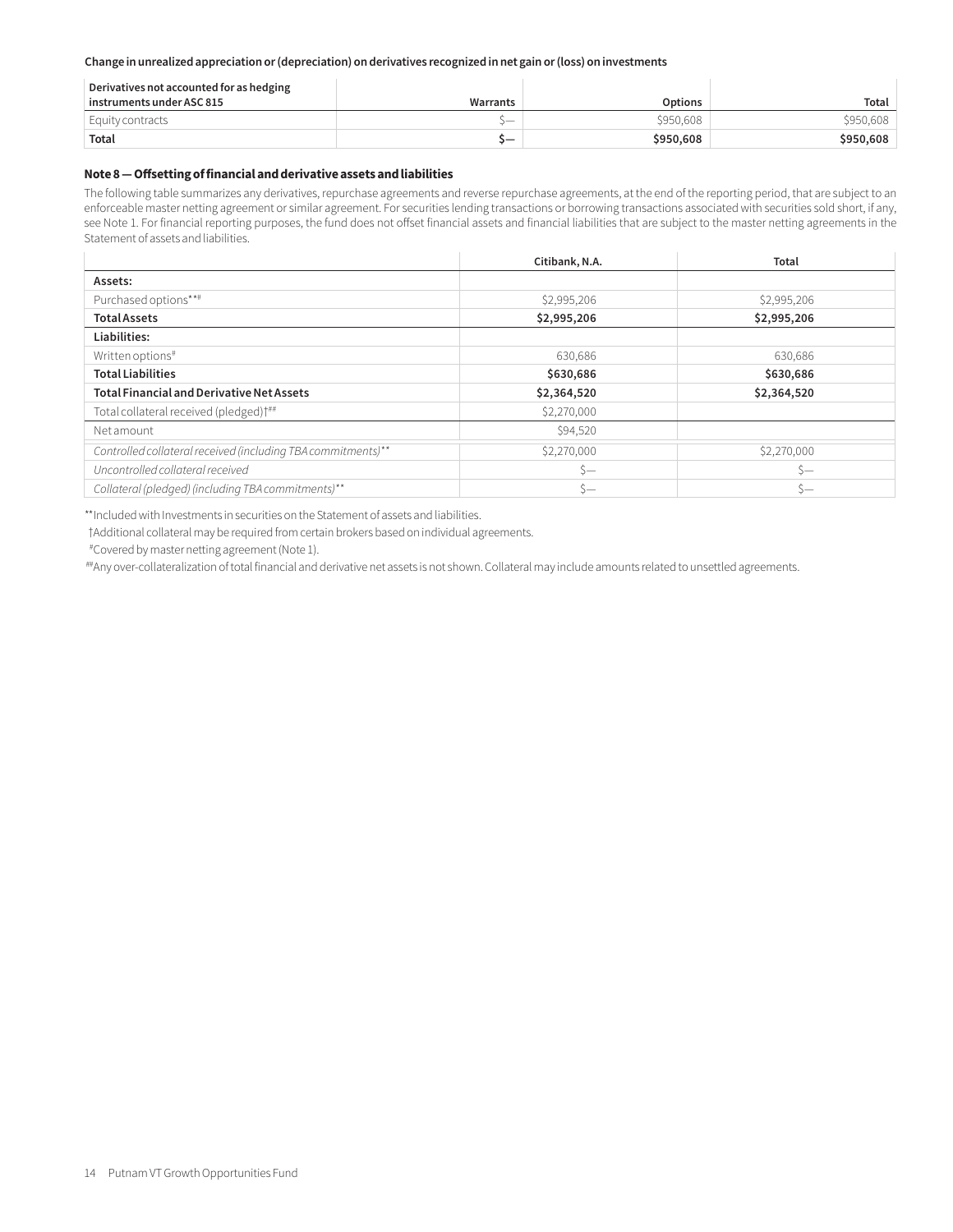**Change in unrealized appreciation or (depreciation) on derivatives recognized in net gain or (loss) on investments**

| Derivatives not accounted for as hedging instruments under ASC 815 | Warrants | Options | Total |
|---|---|---|---|
| Equity contracts | $— | $950,608 | $950,608 |
| **Total** | **$—** | **$950,608** | **$950,608** |

### Note 8 — Offsetting of financial and derivative assets and liabilities

The following table summarizes any derivatives, repurchase agreements and reverse repurchase agreements, at the end of the reporting period, that are subject to an enforceable master netting agreement or similar agreement. For securities lending transactions or borrowing transactions associated with securities sold short, if any, see Note 1. For financial reporting purposes, the fund does not offset financial assets and financial liabilities that are subject to the master netting agreements in the Statement of assets and liabilities.

| | Citibank, N.A. | Total |
|---|---|---|
| **Assets:** | | |
| Purchased options**# | $2,995,206 | $2,995,206 |
| **Total Assets** | **$2,995,206** | **$2,995,206** |
| **Liabilities:** | | |
| Written options# | 630,686 | 630,686 |
| **Total Liabilities** | **$630,686** | **$630,686** |
| **Total Financial and Derivative Net Assets** | **$2,364,520** | **$2,364,520** |
| Total collateral received (pledged)†## | $2,270,000 | |
| Net amount | $94,520 | |
| *Controlled collateral received (including TBA commitments)*** | $2,270,000 | $2,270,000 |
| *Uncontrolled collateral received* | $— | $— |
| *Collateral (pledged) (including TBA commitments)*** | $— | $— |

** Included with Investments in securities on the Statement of assets and liabilities.

† Additional collateral may be required from certain brokers based on individual agreements.

# Covered by master netting agreement (Note 1).

## Any over-collateralization of total financial and derivative net assets is not shown. Collateral may include amounts related to unsettled agreements.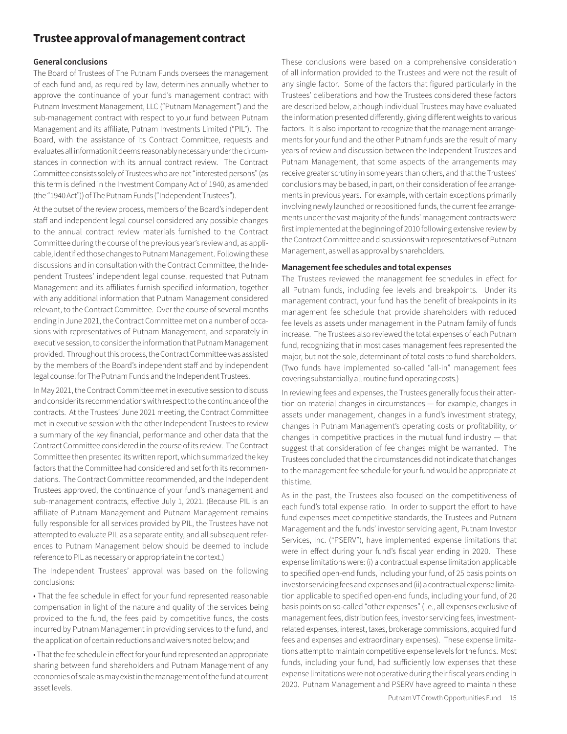# Trustee approval of management contract

### General conclusions

The Board of Trustees of The Putnam Funds oversees the management of each fund and, as required by law, determines annually whether to approve the continuance of your fund's management contract with Putnam Investment Management, LLC ("Putnam Management") and the sub-management contract with respect to your fund between Putnam Management and its affiliate, Putnam Investments Limited ("PIL"). The Board, with the assistance of its Contract Committee, requests and evaluates all information it deems reasonably necessary under the circumstances in connection with its annual contract review. The Contract Committee consists solely of Trustees who are not "interested persons" (as this term is defined in the Investment Company Act of 1940, as amended (the "1940 Act")) of The Putnam Funds ("Independent Trustees").

At the outset of the review process, members of the Board's independent staff and independent legal counsel considered any possible changes to the annual contract review materials furnished to the Contract Committee during the course of the previous year's review and, as applicable, identified those changes to Putnam Management. Following these discussions and in consultation with the Contract Committee, the Independent Trustees' independent legal counsel requested that Putnam Management and its affiliates furnish specified information, together with any additional information that Putnam Management considered relevant, to the Contract Committee. Over the course of several months ending in June 2021, the Contract Committee met on a number of occasions with representatives of Putnam Management, and separately in executive session, to consider the information that Putnam Management provided. Throughout this process, the Contract Committee was assisted by the members of the Board's independent staff and by independent legal counsel for The Putnam Funds and the Independent Trustees.

In May 2021, the Contract Committee met in executive session to discuss and consider its recommendations with respect to the continuance of the contracts. At the Trustees' June 2021 meeting, the Contract Committee met in executive session with the other Independent Trustees to review a summary of the key financial, performance and other data that the Contract Committee considered in the course of its review. The Contract Committee then presented its written report, which summarized the key factors that the Committee had considered and set forth its recommendations. The Contract Committee recommended, and the Independent Trustees approved, the continuance of your fund's management and sub-management contracts, effective July 1, 2021. (Because PIL is an affiliate of Putnam Management and Putnam Management remains fully responsible for all services provided by PIL, the Trustees have not attempted to evaluate PIL as a separate entity, and all subsequent references to Putnam Management below should be deemed to include reference to PIL as necessary or appropriate in the context.)

The Independent Trustees' approval was based on the following conclusions:

- That the fee schedule in effect for your fund represented reasonable compensation in light of the nature and quality of the services being provided to the fund, the fees paid by competitive funds, the costs incurred by Putnam Management in providing services to the fund, and the application of certain reductions and waivers noted below; and
- That the fee schedule in effect for your fund represented an appropriate sharing between fund shareholders and Putnam Management of any economies of scale as may exist in the management of the fund at current asset levels.

These conclusions were based on a comprehensive consideration of all information provided to the Trustees and were not the result of any single factor. Some of the factors that figured particularly in the Trustees' deliberations and how the Trustees considered these factors are described below, although individual Trustees may have evaluated the information presented differently, giving different weights to various factors. It is also important to recognize that the management arrangements for your fund and the other Putnam funds are the result of many years of review and discussion between the Independent Trustees and Putnam Management, that some aspects of the arrangements may receive greater scrutiny in some years than others, and that the Trustees' conclusions may be based, in part, on their consideration of fee arrangements in previous years. For example, with certain exceptions primarily involving newly launched or repositioned funds, the current fee arrangements under the vast majority of the funds' management contracts were first implemented at the beginning of 2010 following extensive review by the Contract Committee and discussions with representatives of Putnam Management, as well as approval by shareholders.

### Management fee schedules and total expenses

The Trustees reviewed the management fee schedules in effect for all Putnam funds, including fee levels and breakpoints. Under its management contract, your fund has the benefit of breakpoints in its management fee schedule that provide shareholders with reduced fee levels as assets under management in the Putnam family of funds increase. The Trustees also reviewed the total expenses of each Putnam fund, recognizing that in most cases management fees represented the major, but not the sole, determinant of total costs to fund shareholders. (Two funds have implemented so-called "all-in" management fees covering substantially all routine fund operating costs.)

In reviewing fees and expenses, the Trustees generally focus their attention on material changes in circumstances — for example, changes in assets under management, changes in a fund's investment strategy, changes in Putnam Management's operating costs or profitability, or changes in competitive practices in the mutual fund industry — that suggest that consideration of fee changes might be warranted. The Trustees concluded that the circumstances did not indicate that changes to the management fee schedule for your fund would be appropriate at this time.

As in the past, the Trustees also focused on the competitiveness of each fund's total expense ratio. In order to support the effort to have fund expenses meet competitive standards, the Trustees and Putnam Management and the funds' investor servicing agent, Putnam Investor Services, Inc. ("PSERV"), have implemented expense limitations that were in effect during your fund's fiscal year ending in 2020. These expense limitations were: (i) a contractual expense limitation applicable to specified open-end funds, including your fund, of 25 basis points on investor servicing fees and expenses and (ii) a contractual expense limitation applicable to specified open-end funds, including your fund, of 20 basis points on so-called "other expenses" (i.e., all expenses exclusive of management fees, distribution fees, investor servicing fees, investment-related expenses, interest, taxes, brokerage commissions, acquired fund fees and expenses and extraordinary expenses). These expense limitations attempt to maintain competitive expense levels for the funds. Most funds, including your fund, had sufficiently low expenses that these expense limitations were not operative during their fiscal years ending in 2020. Putnam Management and PSERV have agreed to maintain these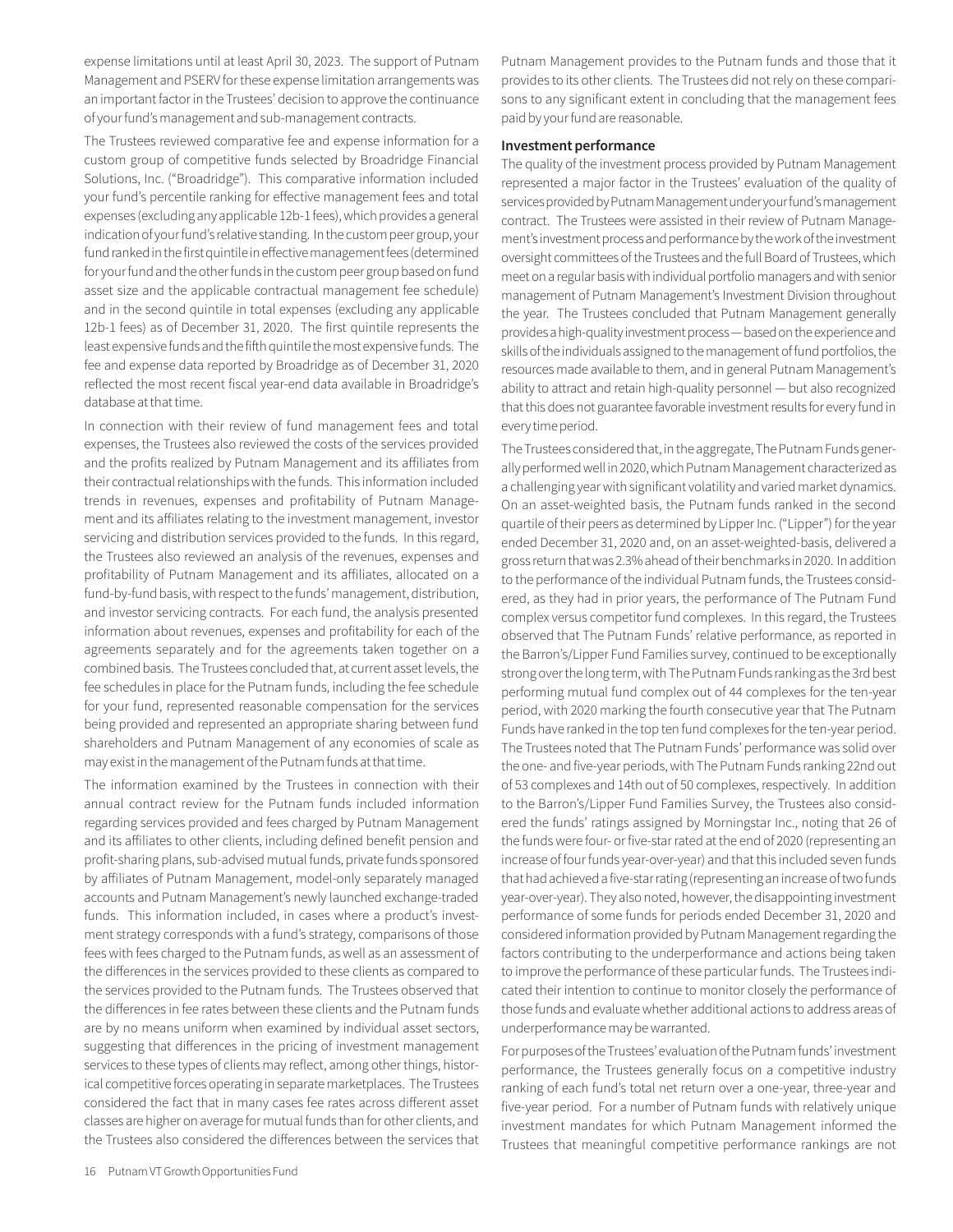expense limitations until at least April 30, 2023. The support of Putnam Management and PSERV for these expense limitation arrangements was an important factor in the Trustees' decision to approve the continuance of your fund's management and sub-management contracts.

The Trustees reviewed comparative fee and expense information for a custom group of competitive funds selected by Broadridge Financial Solutions, Inc. ("Broadridge"). This comparative information included your fund's percentile ranking for effective management fees and total expenses (excluding any applicable 12b-1 fees), which provides a general indication of your fund's relative standing. In the custom peer group, your fund ranked in the first quintile in effective management fees (determined for your fund and the other funds in the custom peer group based on fund asset size and the applicable contractual management fee schedule) and in the second quintile in total expenses (excluding any applicable 12b-1 fees) as of December 31, 2020. The first quintile represents the least expensive funds and the fifth quintile the most expensive funds. The fee and expense data reported by Broadridge as of December 31, 2020 reflected the most recent fiscal year-end data available in Broadridge's database at that time.

In connection with their review of fund management fees and total expenses, the Trustees also reviewed the costs of the services provided and the profits realized by Putnam Management and its affiliates from their contractual relationships with the funds. This information included trends in revenues, expenses and profitability of Putnam Management and its affiliates relating to the investment management, investor servicing and distribution services provided to the funds. In this regard, the Trustees also reviewed an analysis of the revenues, expenses and profitability of Putnam Management and its affiliates, allocated on a fund-by-fund basis, with respect to the funds' management, distribution, and investor servicing contracts. For each fund, the analysis presented information about revenues, expenses and profitability for each of the agreements separately and for the agreements taken together on a combined basis. The Trustees concluded that, at current asset levels, the fee schedules in place for the Putnam funds, including the fee schedule for your fund, represented reasonable compensation for the services being provided and represented an appropriate sharing between fund shareholders and Putnam Management of any economies of scale as may exist in the management of the Putnam funds at that time.

The information examined by the Trustees in connection with their annual contract review for the Putnam funds included information regarding services provided and fees charged by Putnam Management and its affiliates to other clients, including defined benefit pension and profit-sharing plans, sub-advised mutual funds, private funds sponsored by affiliates of Putnam Management, model-only separately managed accounts and Putnam Management's newly launched exchange-traded funds. This information included, in cases where a product's investment strategy corresponds with a fund's strategy, comparisons of those fees with fees charged to the Putnam funds, as well as an assessment of the differences in the services provided to these clients as compared to the services provided to the Putnam funds. The Trustees observed that the differences in fee rates between these clients and the Putnam funds are by no means uniform when examined by individual asset sectors, suggesting that differences in the pricing of investment management services to these types of clients may reflect, among other things, historical competitive forces operating in separate marketplaces. The Trustees considered the fact that in many cases fee rates across different asset classes are higher on average for mutual funds than for other clients, and the Trustees also considered the differences between the services that Putnam Management provides to the Putnam funds and those that it provides to its other clients. The Trustees did not rely on these comparisons to any significant extent in concluding that the management fees paid by your fund are reasonable.

**Investment performance**

The quality of the investment process provided by Putnam Management represented a major factor in the Trustees' evaluation of the quality of services provided by Putnam Management under your fund's management contract. The Trustees were assisted in their review of Putnam Management's investment process and performance by the work of the investment oversight committees of the Trustees and the full Board of Trustees, which meet on a regular basis with individual portfolio managers and with senior management of Putnam Management's Investment Division throughout the year. The Trustees concluded that Putnam Management generally provides a high-quality investment process — based on the experience and skills of the individuals assigned to the management of fund portfolios, the resources made available to them, and in general Putnam Management's ability to attract and retain high-quality personnel — but also recognized that this does not guarantee favorable investment results for every fund in every time period.

The Trustees considered that, in the aggregate, The Putnam Funds generally performed well in 2020, which Putnam Management characterized as a challenging year with significant volatility and varied market dynamics. On an asset-weighted basis, the Putnam funds ranked in the second quartile of their peers as determined by Lipper Inc. ("Lipper") for the year ended December 31, 2020 and, on an asset-weighted-basis, delivered a gross return that was 2.3% ahead of their benchmarks in 2020. In addition to the performance of the individual Putnam funds, the Trustees considered, as they had in prior years, the performance of The Putnam Fund complex versus competitor fund complexes. In this regard, the Trustees observed that The Putnam Funds' relative performance, as reported in the Barron's/Lipper Fund Families survey, continued to be exceptionally strong over the long term, with The Putnam Funds ranking as the 3rd best performing mutual fund complex out of 44 complexes for the ten-year period, with 2020 marking the fourth consecutive year that The Putnam Funds have ranked in the top ten fund complexes for the ten-year period. The Trustees noted that The Putnam Funds' performance was solid over the one- and five-year periods, with The Putnam Funds ranking 22nd out of 53 complexes and 14th out of 50 complexes, respectively. In addition to the Barron's/Lipper Fund Families Survey, the Trustees also considered the funds' ratings assigned by Morningstar Inc., noting that 26 of the funds were four- or five-star rated at the end of 2020 (representing an increase of four funds year-over-year) and that this included seven funds that had achieved a five-star rating (representing an increase of two funds year-over-year). They also noted, however, the disappointing investment performance of some funds for periods ended December 31, 2020 and considered information provided by Putnam Management regarding the factors contributing to the underperformance and actions being taken to improve the performance of these particular funds. The Trustees indicated their intention to continue to monitor closely the performance of those funds and evaluate whether additional actions to address areas of underperformance may be warranted.

For purposes of the Trustees' evaluation of the Putnam funds' investment performance, the Trustees generally focus on a competitive industry ranking of each fund's total net return over a one-year, three-year and five-year period. For a number of Putnam funds with relatively unique investment mandates for which Putnam Management informed the Trustees that meaningful competitive performance rankings are not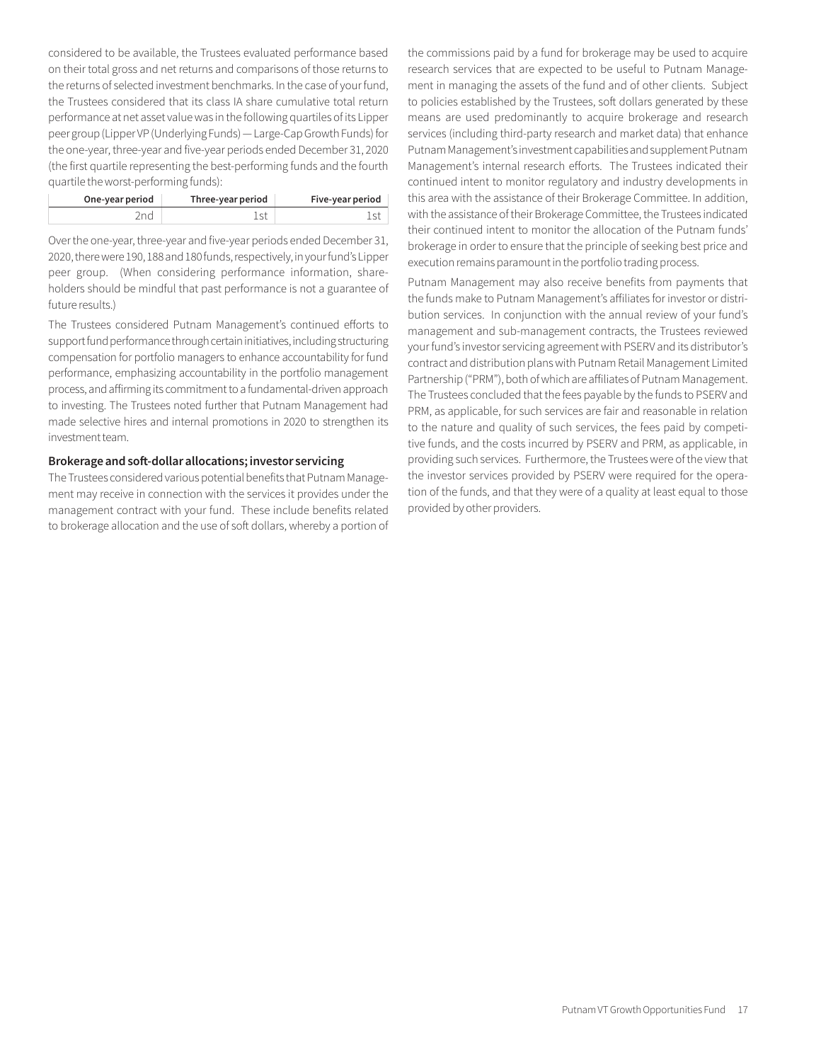considered to be available, the Trustees evaluated performance based on their total gross and net returns and comparisons of those returns to the returns of selected investment benchmarks. In the case of your fund, the Trustees considered that its class IA share cumulative total return performance at net asset value was in the following quartiles of its Lipper peer group (Lipper VP (Underlying Funds) — Large-Cap Growth Funds) for the one-year, three-year and five-year periods ended December 31, 2020 (the first quartile representing the best-performing funds and the fourth quartile the worst-performing funds):

| One-year period | Three-year period | Five-year period |
|---|---|---|
| 2nd | 1st | 1st |

Over the one-year, three-year and five-year periods ended December 31, 2020, there were 190, 188 and 180 funds, respectively, in your fund's Lipper peer group. (When considering performance information, shareholders should be mindful that past performance is not a guarantee of future results.)

The Trustees considered Putnam Management's continued efforts to support fund performance through certain initiatives, including structuring compensation for portfolio managers to enhance accountability for fund performance, emphasizing accountability in the portfolio management process, and affirming its commitment to a fundamental-driven approach to investing. The Trustees noted further that Putnam Management had made selective hires and internal promotions in 2020 to strengthen its investment team.

**Brokerage and soft-dollar allocations; investor servicing**

The Trustees considered various potential benefits that Putnam Management may receive in connection with the services it provides under the management contract with your fund. These include benefits related to brokerage allocation and the use of soft dollars, whereby a portion of the commissions paid by a fund for brokerage may be used to acquire research services that are expected to be useful to Putnam Management in managing the assets of the fund and of other clients. Subject to policies established by the Trustees, soft dollars generated by these means are used predominantly to acquire brokerage and research services (including third-party research and market data) that enhance Putnam Management's investment capabilities and supplement Putnam Management's internal research efforts. The Trustees indicated their continued intent to monitor regulatory and industry developments in this area with the assistance of their Brokerage Committee. In addition, with the assistance of their Brokerage Committee, the Trustees indicated their continued intent to monitor the allocation of the Putnam funds' brokerage in order to ensure that the principle of seeking best price and execution remains paramount in the portfolio trading process.

Putnam Management may also receive benefits from payments that the funds make to Putnam Management's affiliates for investor or distribution services. In conjunction with the annual review of your fund's management and sub-management contracts, the Trustees reviewed your fund's investor servicing agreement with PSERV and its distributor's contract and distribution plans with Putnam Retail Management Limited Partnership ("PRM"), both of which are affiliates of Putnam Management. The Trustees concluded that the fees payable by the funds to PSERV and PRM, as applicable, for such services are fair and reasonable in relation to the nature and quality of such services, the fees paid by competitive funds, and the costs incurred by PSERV and PRM, as applicable, in providing such services. Furthermore, the Trustees were of the view that the investor services provided by PSERV were required for the operation of the funds, and that they were of a quality at least equal to those provided by other providers.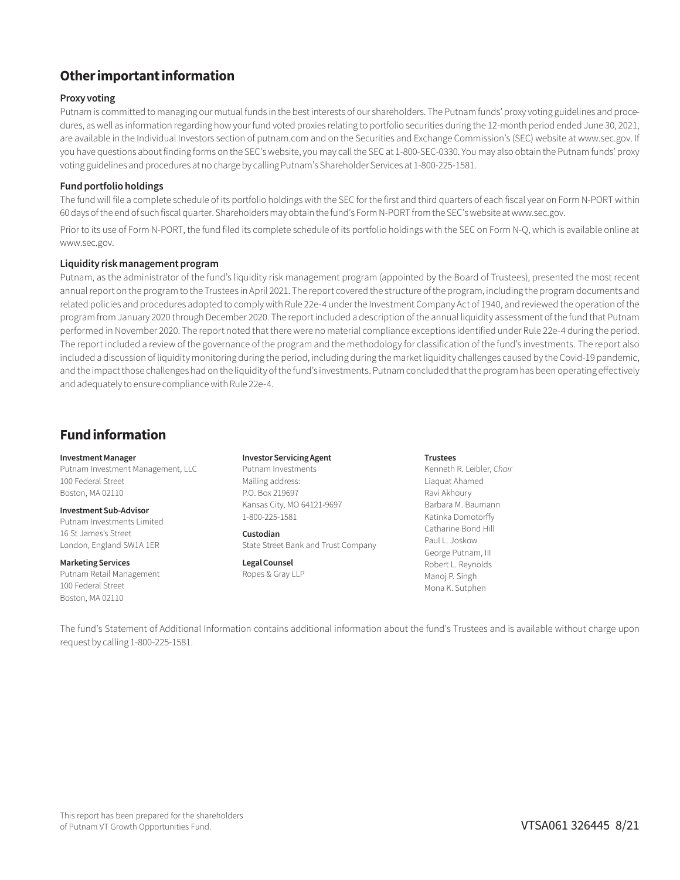## Other important information

### Proxy voting

Putnam is committed to managing our mutual funds in the best interests of our shareholders. The Putnam funds' proxy voting guidelines and procedures, as well as information regarding how your fund voted proxies relating to portfolio securities during the 12-month period ended June 30, 2021, are available in the Individual Investors section of putnam.com and on the Securities and Exchange Commission's (SEC) website at www.sec.gov. If you have questions about finding forms on the SEC's website, you may call the SEC at 1-800-SEC-0330. You may also obtain the Putnam funds' proxy voting guidelines and procedures at no charge by calling Putnam's Shareholder Services at 1-800-225-1581.

### Fund portfolio holdings

The fund will file a complete schedule of its portfolio holdings with the SEC for the first and third quarters of each fiscal year on Form N-PORT within 60 days of the end of such fiscal quarter. Shareholders may obtain the fund's Form N-PORT from the SEC's website at www.sec.gov.

Prior to its use of Form N-PORT, the fund filed its complete schedule of its portfolio holdings with the SEC on Form N-Q, which is available online at www.sec.gov.

### Liquidity risk management program

Putnam, as the administrator of the fund's liquidity risk management program (appointed by the Board of Trustees), presented the most recent annual report on the program to the Trustees in April 2021. The report covered the structure of the program, including the program documents and related policies and procedures adopted to comply with Rule 22e-4 under the Investment Company Act of 1940, and reviewed the operation of the program from January 2020 through December 2020. The report included a description of the annual liquidity assessment of the fund that Putnam performed in November 2020. The report noted that there were no material compliance exceptions identified under Rule 22e-4 during the period. The report included a review of the governance of the program and the methodology for classification of the fund's investments. The report also included a discussion of liquidity monitoring during the period, including during the market liquidity challenges caused by the Covid-19 pandemic, and the impact those challenges had on the liquidity of the fund's investments. Putnam concluded that the program has been operating effectively and adequately to ensure compliance with Rule 22e-4.

## Fund information

**Investment Manager**
Putnam Investment Management, LLC
100 Federal Street
Boston, MA 02110

**Investment Sub-Advisor**
Putnam Investments Limited
16 St James's Street
London, England SW1A 1ER

**Marketing Services**
Putnam Retail Management
100 Federal Street
Boston, MA 02110

**Investor Servicing Agent**
Putnam Investments
Mailing address:
P.O. Box 219697
Kansas City, MO 64121-9697
1-800-225-1581

**Custodian**
State Street Bank and Trust Company

**Legal Counsel**
Ropes & Gray LLP

**Trustees**
Kenneth R. Leibler, *Chair*
Liaquat Ahamed
Ravi Akhoury
Barbara M. Baumann
Katinka Domotorffy
Catharine Bond Hill
Paul L. Joskow
George Putnam, III
Robert L. Reynolds
Manoj P. Singh
Mona K. Sutphen

The fund's Statement of Additional Information contains additional information about the fund's Trustees and is available without charge upon request by calling 1-800-225-1581.

This report has been prepared for the shareholders of Putnam VT Growth Opportunities Fund.

VTSA061 326445 8/21